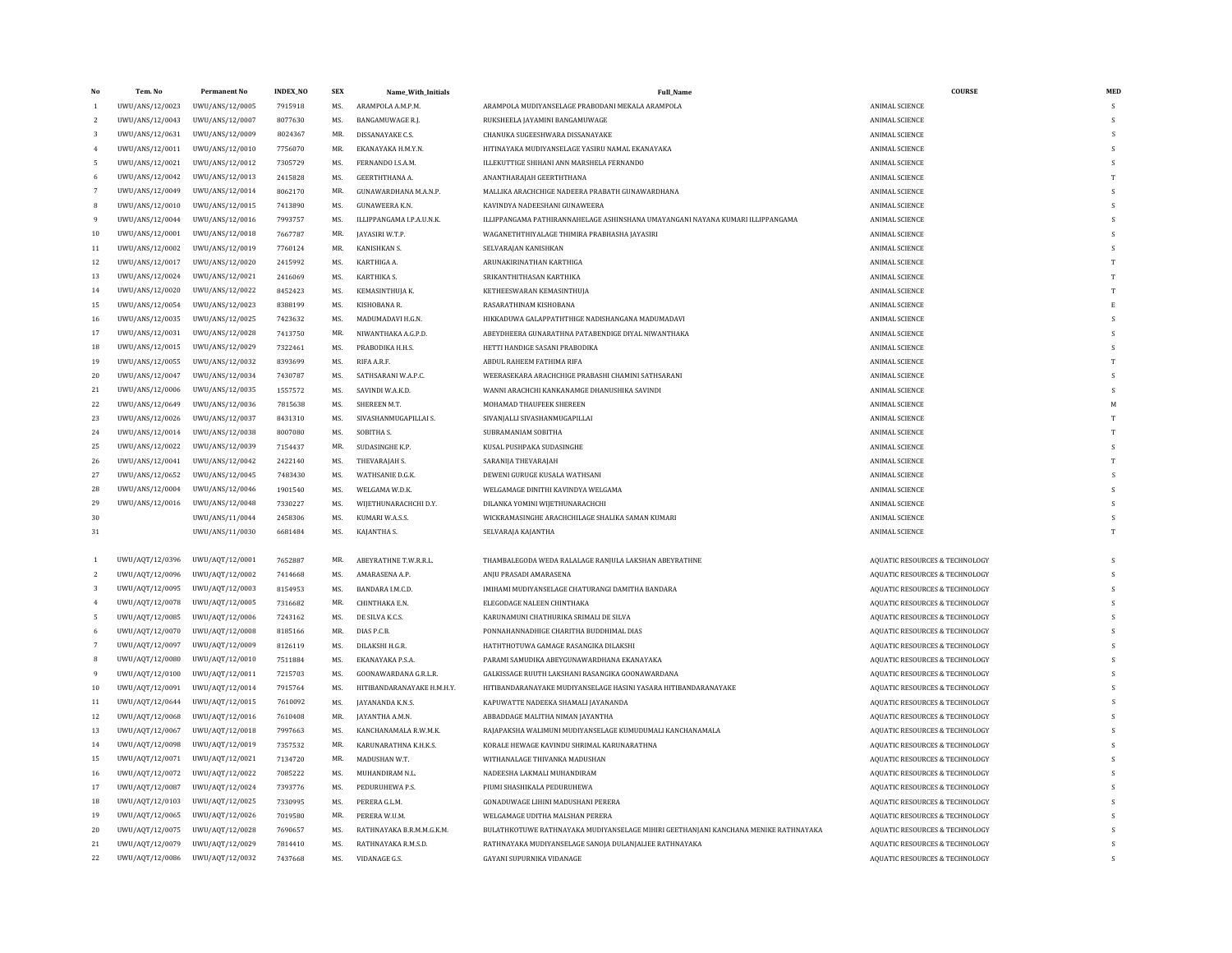| No | Tem. No | Permanent No | INDEX_NO | SEX | Name_With_Initials | Full_Name | COURSE | MED |
|---|---|---|---|---|---|---|---|---|
| 1 | UWU/ANS/12/0023 | UWU/ANS/12/0005 | 7915918 | MS. | ARAMPOLA A.M.P.M. | ARAMPOLA MUDIYANSELAGE PRABODANI MEKALA ARAMPOLA | ANIMAL SCIENCE | S |
| 2 | UWU/ANS/12/0043 | UWU/ANS/12/0007 | 8077630 | MS. | BANGAMUWAGE R.J. | RUKSHEELA JAYAMINI BANGAMUWAGE | ANIMAL SCIENCE | S |
| 3 | UWU/ANS/12/0631 | UWU/ANS/12/0009 | 8024367 | MR. | DISSANAYAKE C.S. | CHANUKA SUGEESHWARA DISSANAYAKE | ANIMAL SCIENCE | S |
| 4 | UWU/ANS/12/0011 | UWU/ANS/12/0010 | 7756070 | MR. | EKANAYAKA H.M.Y.N. | HITINAYAKA MUDIYANSELAGE YASIRU NAMAL EKANAYAKA | ANIMAL SCIENCE | S |
| 5 | UWU/ANS/12/0021 | UWU/ANS/12/0012 | 7305729 | MS. | FERNANDO I.S.A.M. | ILLEKUTTIGE SHIHANI ANN MARSHELA FERNANDO | ANIMAL SCIENCE | S |
| 6 | UWU/ANS/12/0042 | UWU/ANS/12/0013 | 2415828 | MS. | GEERTHTHANA A. | ANANTHARAJAH GEERTHTHANA | ANIMAL SCIENCE | T |
| 7 | UWU/ANS/12/0049 | UWU/ANS/12/0014 | 8062170 | MR. | GUNAWARDHANA M.A.N.P. | MALLIKA ARACHCHIGE NADEERA PRABATH GUNAWARDHANA | ANIMAL SCIENCE | S |
| 8 | UWU/ANS/12/0010 | UWU/ANS/12/0015 | 7413890 | MS. | GUNAWEERA K.N. | KAVINDYA NADEESHANI GUNAWEERA | ANIMAL SCIENCE | S |
| 9 | UWU/ANS/12/0044 | UWU/ANS/12/0016 | 7993757 | MS. | ILLIPPANGAMA I.P.A.U.N.K. | ILLIPPANGAMA PATHIRANNAHELAGE ASHINSHANA UMAYANGANI NAYANA KUMARI ILLIPPANGAMA | ANIMAL SCIENCE | S |
| 10 | UWU/ANS/12/0001 | UWU/ANS/12/0018 | 7667787 | MR. | JAYASIRI W.T.P. | WAGANETHTHIYALAGE THIMIRA PRABHASHA JAYASIRI | ANIMAL SCIENCE | S |
| 11 | UWU/ANS/12/0002 | UWU/ANS/12/0019 | 7760124 | MR. | KANISHKAN S. | SELVARAJAN KANISHKAN | ANIMAL SCIENCE | S |
| 12 | UWU/ANS/12/0017 | UWU/ANS/12/0020 | 2415992 | MS. | KARTHIGA A. | ARUNAKIRINATHAN KARTHIGA | ANIMAL SCIENCE | T |
| 13 | UWU/ANS/12/0024 | UWU/ANS/12/0021 | 2416069 | MS. | KARTHIKA S. | SRIKANTHITHASAN KARTHIKA | ANIMAL SCIENCE | T |
| 14 | UWU/ANS/12/0020 | UWU/ANS/12/0022 | 8452423 | MS. | KEMASINTHUJA K. | KETHEESWARAN KEMASINTHUJA | ANIMAL SCIENCE | T |
| 15 | UWU/ANS/12/0054 | UWU/ANS/12/0023 | 8388199 | MS. | KISHOBANA R. | RASARATHINAM KISHOBANA | ANIMAL SCIENCE | E |
| 16 | UWU/ANS/12/0035 | UWU/ANS/12/0025 | 7423632 | MS. | MADUMADAVI H.G.N. | HIKKADUWA GALAPPATHTHIGE NADISHANGANA MADUMADAVI | ANIMAL SCIENCE | S |
| 17 | UWU/ANS/12/0031 | UWU/ANS/12/0028 | 7413750 | MR. | NIWANTHAKA A.G.P.D. | ABEYDHEERA GUNARATHNA PATABENDIGE DIYAL NIWANTHAKA | ANIMAL SCIENCE | S |
| 18 | UWU/ANS/12/0015 | UWU/ANS/12/0029 | 7322461 | MS. | PRABODIKA H.H.S. | HETTI HANDIGE SASANI PRABODIKA | ANIMAL SCIENCE | S |
| 19 | UWU/ANS/12/0055 | UWU/ANS/12/0032 | 8393699 | MS. | RIFA A.R.F. | ABDUL RAHEEM FATHIMA RIFA | ANIMAL SCIENCE | T |
| 20 | UWU/ANS/12/0047 | UWU/ANS/12/0034 | 7430787 | MS. | SATHSARANI W.A.P.C. | WEERASEKARA ARACHCHIGE PRABASHI CHAMINI SATHSARANI | ANIMAL SCIENCE | S |
| 21 | UWU/ANS/12/0006 | UWU/ANS/12/0035 | 1557572 | MS. | SAVINDI W.A.K.D. | WANNI ARACHCHI KANKANAMGE DHANUSHIKA SAVINDI | ANIMAL SCIENCE | S |
| 22 | UWU/ANS/12/0649 | UWU/ANS/12/0036 | 7815638 | MS. | SHEREEN M.T. | MOHAMAD THAUFEEK SHEREEN | ANIMAL SCIENCE | M |
| 23 | UWU/ANS/12/0026 | UWU/ANS/12/0037 | 8431310 | MS. | SIVASHANMUGAPILLAI S. | SIVANJALLI SIVASHANMUGAPILLAI | ANIMAL SCIENCE | T |
| 24 | UWU/ANS/12/0014 | UWU/ANS/12/0038 | 8007080 | MS. | SOBITHA S. | SUBRAMANIAM SOBITHA | ANIMAL SCIENCE | T |
| 25 | UWU/ANS/12/0022 | UWU/ANS/12/0039 | 7154437 | MR. | SUDASINGHE K.P. | KUSAL PUSHPAKA SUDASINGHE | ANIMAL SCIENCE | S |
| 26 | UWU/ANS/12/0041 | UWU/ANS/12/0042 | 2422140 | MS. | THEVARAJAH S. | SARANIJA THEVARAJAH | ANIMAL SCIENCE | T |
| 27 | UWU/ANS/12/0652 | UWU/ANS/12/0045 | 7483430 | MS. | WATHSANIE D.G.K. | DEWENI GURUGE KUSALA WATHSANI | ANIMAL SCIENCE | S |
| 28 | UWU/ANS/12/0004 | UWU/ANS/12/0046 | 1901540 | MS. | WELGAMA W.D.K. | WELGAMAGE DINITHI KAVINDYA WELGAMA | ANIMAL SCIENCE | S |
| 29 | UWU/ANS/12/0016 | UWU/ANS/12/0048 | 7330227 | MS. | WIJETHUNARACHCHI D.Y. | DILANKA YOMINI WIJETHUNARACHCHI | ANIMAL SCIENCE | S |
| 30 | | UWU/ANS/11/0044 | 2458306 | MS. | KUMARI W.A.S.S. | WICKRAMASINGHE ARACHCHILAGE SHALIKA SAMAN KUMARI | ANIMAL SCIENCE | S |
| 31 | | UWU/ANS/11/0030 | 6681484 | MS. | KAJANTHA S. | SELVARAJA KAJANTHA | ANIMAL SCIENCE | T |
| 1 | UWU/AQT/12/0396 | UWU/AQT/12/0001 | 7652887 | MR. | ABEYRATHNE T.W.R.R.L. | THAMBALEGODA WEDA RALALAGE RANJULA LAKSHAN ABEYRATHNE | AQUATIC RESOURCES & TECHNOLOGY | S |
| 2 | UWU/AQT/12/0096 | UWU/AQT/12/0002 | 7414668 | MS. | AMARASENA A.P. | ANJU PRASADI AMARASENA | AQUATIC RESOURCES & TECHNOLOGY | S |
| 3 | UWU/AQT/12/0095 | UWU/AQT/12/0003 | 8154953 | MS. | BANDARA I.M.C.D. | IMIHAMI MUDIYANSELAGE CHATURANGI DAMITHA BANDARA | AQUATIC RESOURCES & TECHNOLOGY | S |
| 4 | UWU/AQT/12/0078 | UWU/AQT/12/0005 | 7316682 | MR. | CHINTHAKA E.N. | ELEGODAGE NALEEN CHINTHAKA | AQUATIC RESOURCES & TECHNOLOGY | S |
| 5 | UWU/AQT/12/0085 | UWU/AQT/12/0006 | 7243162 | MS. | DE SILVA K.C.S. | KARUNAMUNI CHATHURIKA SRIMALI DE SILVA | AQUATIC RESOURCES & TECHNOLOGY | S |
| 6 | UWU/AQT/12/0070 | UWU/AQT/12/0008 | 8185166 | MR. | DIAS P.C.B. | PONNAHANNADHIGE CHARITHA BUDDHIMAL DIAS | AQUATIC RESOURCES & TECHNOLOGY | S |
| 7 | UWU/AQT/12/0097 | UWU/AQT/12/0009 | 8126119 | MS. | DILAKSHI H.G.R. | HATHTHOTUWA GAMAGE RASANGIKA DILAKSHI | AQUATIC RESOURCES & TECHNOLOGY | S |
| 8 | UWU/AQT/12/0080 | UWU/AQT/12/0010 | 7511884 | MS. | EKANAYAKA P.S.A. | PARAMI SAMUDIKA ABEYGUNAWARDHANA EKANAYAKA | AQUATIC RESOURCES & TECHNOLOGY | S |
| 9 | UWU/AQT/12/0100 | UWU/AQT/12/0011 | 7215703 | MS. | GOONAWARDANA G.R.L.R. | GALKISSAGE RUUTH LAKSHANI RASANGIKA GOONAWARDANA | AQUATIC RESOURCES & TECHNOLOGY | S |
| 10 | UWU/AQT/12/0091 | UWU/AQT/12/0014 | 7915764 | MS. | HITIBANDARANAYAKE H.M.H.Y. | HITIBANDARANAYAKE MUDIYANSELAGE HASINI YASARA HITIBANDARANAYAKE | AQUATIC RESOURCES & TECHNOLOGY | S |
| 11 | UWU/AQT/12/0644 | UWU/AQT/12/0015 | 7610092 | MS. | JAYANANDA K.N.S. | KAPUWATTE NADEEKA SHAMALI JAYANANDA | AQUATIC RESOURCES & TECHNOLOGY | S |
| 12 | UWU/AQT/12/0068 | UWU/AQT/12/0016 | 7610408 | MR. | JAYANTHA A.M.N. | ABBADDAGE MALITHA NIMAN JAYANTHA | AQUATIC RESOURCES & TECHNOLOGY | S |
| 13 | UWU/AQT/12/0067 | UWU/AQT/12/0018 | 7997663 | MS. | KANCHANAMALA R.W.M.K. | RAJAPAKSHA WALIMUNI MUDIYANSELAGE KUMUDUMALI KANCHANAMALA | AQUATIC RESOURCES & TECHNOLOGY | S |
| 14 | UWU/AQT/12/0098 | UWU/AQT/12/0019 | 7357532 | MR. | KARUNARATHNA K.H.K.S. | KORALE HEWAGE KAVINDU SHRIMAL KARUNARATHNA | AQUATIC RESOURCES & TECHNOLOGY | S |
| 15 | UWU/AQT/12/0071 | UWU/AQT/12/0021 | 7134720 | MR. | MADUSHAN W.T. | WITHANALAGE THIVANKA MADUSHAN | AQUATIC RESOURCES & TECHNOLOGY | S |
| 16 | UWU/AQT/12/0072 | UWU/AQT/12/0022 | 7085222 | MS. | MUHANDIRAM N.L. | NADEESHA LAKMALI MUHANDIRAM | AQUATIC RESOURCES & TECHNOLOGY | S |
| 17 | UWU/AQT/12/0087 | UWU/AQT/12/0024 | 7393776 | MS. | PEDURUHEWA P.S. | PIUMI SHASHIKALA PEDURUHEWA | AQUATIC RESOURCES & TECHNOLOGY | S |
| 18 | UWU/AQT/12/0103 | UWU/AQT/12/0025 | 7330995 | MS. | PERERA G.L.M. | GONADUWAGE LIHINI MADUSHANI PERERA | AQUATIC RESOURCES & TECHNOLOGY | S |
| 19 | UWU/AQT/12/0065 | UWU/AQT/12/0026 | 7019580 | MR. | PERERA W.U.M. | WELGAMAGE UDITHA MALSHAN PERERA | AQUATIC RESOURCES & TECHNOLOGY | S |
| 20 | UWU/AQT/12/0075 | UWU/AQT/12/0028 | 7690657 | MS. | RATHNAYAKA B.R.M.M.G.K.M. | BULATHKOTUWE RATHNAYAKA MUDIYANSELAGE MIHIRI GEETHANJANI KANCHANA MENIKE RATHNAYAKA | AQUATIC RESOURCES & TECHNOLOGY | S |
| 21 | UWU/AQT/12/0079 | UWU/AQT/12/0029 | 7814410 | MS. | RATHNAYAKA R.M.S.D. | RATHNAYAKA MUDIYANSELAGE SANOJA DULANJALIEE RATHNAYAKA | AQUATIC RESOURCES & TECHNOLOGY | S |
| 22 | UWU/AQT/12/0086 | UWU/AQT/12/0032 | 7437668 | MS. | VIDANAGE G.S. | GAYANI SUPURNIKA VIDANAGE | AQUATIC RESOURCES & TECHNOLOGY | S |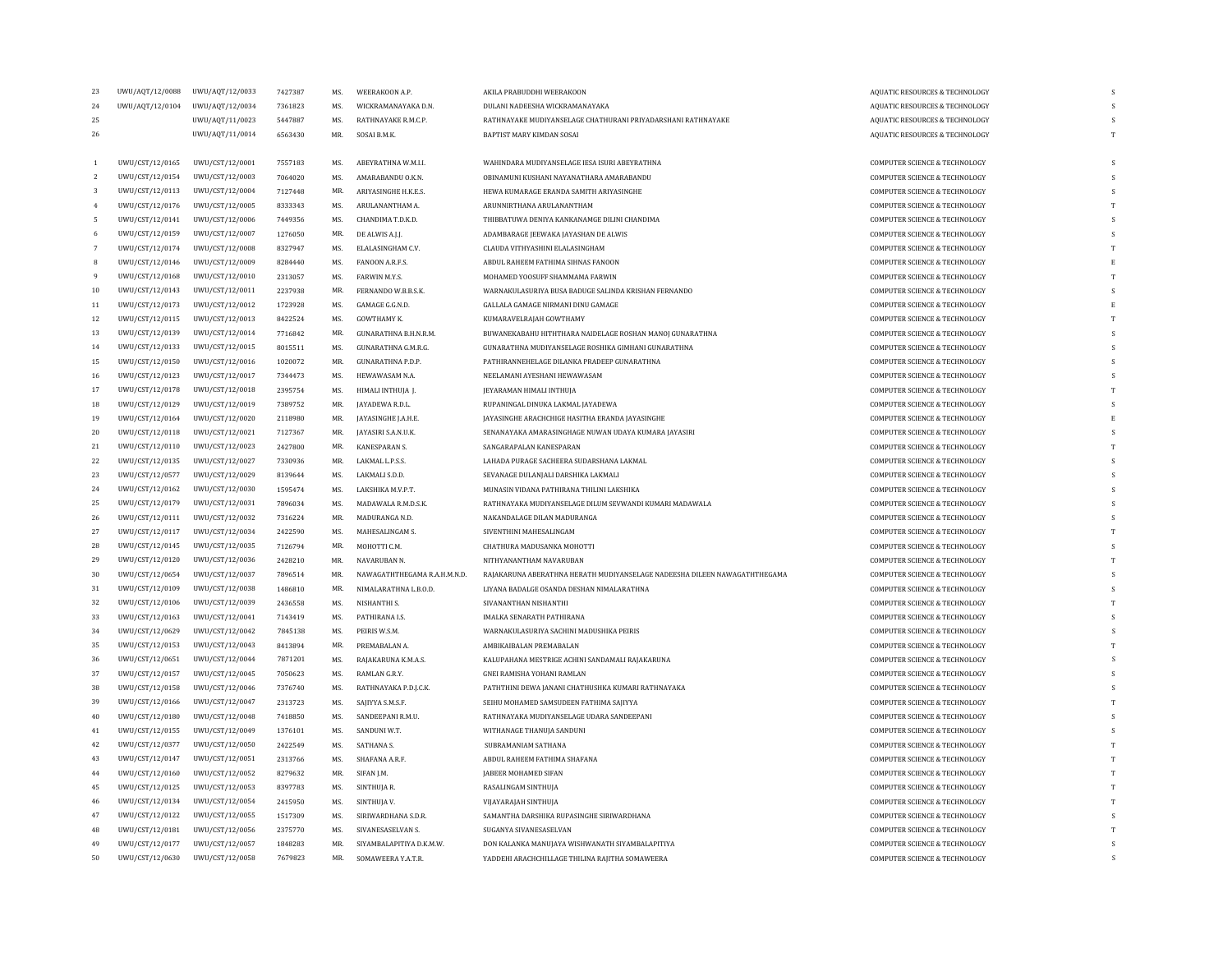| | | | | | | | | |
|---|---|---|---|---|---|---|---|---|
| 23 | UWU/AQT/12/0088 | UWU/AQT/12/0033 | 7427387 | MS. | WEERAKOON A.P. | AKILA PRABUDDHI WEERAKOON | AQUATIC RESOURCES & TECHNOLOGY | S |
| 24 | UWU/AQT/12/0104 | UWU/AQT/12/0034 | 7361823 | MS. | WICKRAMANAYAKA D.N. | DULANI NADEESHA WICKRAMANAYAKA | AQUATIC RESOURCES & TECHNOLOGY | S |
| 25 | | UWU/AQT/11/0023 | 5447887 | MS. | RATHNAYAKE R.M.C.P. | RATHNAYAKE MUDIYANSELAGE CHATHURANI PRIYADARSHANI RATHNAYAKE | AQUATIC RESOURCES & TECHNOLOGY | S |
| 26 | | UWU/AQT/11/0014 | 6563430 | MR. | SOSAI B.M.K. | BAPTIST MARY KIMDAN SOSAI | AQUATIC RESOURCES & TECHNOLOGY | T |
| 1 | UWU/CST/12/0165 | UWU/CST/12/0001 | 7557183 | MS. | ABEYRATHNA W.M.I.I. | WAHINDARA MUDIYANSELAGE IESA ISURI ABEYRATHNA | COMPUTER SCIENCE & TECHNOLOGY | S |
| 2 | UWU/CST/12/0154 | UWU/CST/12/0003 | 7064020 | MS. | AMARABANDU O.K.N. | OBINAMUNI KUSHANI NAYANATHARA AMARABANDU | COMPUTER SCIENCE & TECHNOLOGY | S |
| 3 | UWU/CST/12/0113 | UWU/CST/12/0004 | 7127448 | MR. | ARIYASINGHE H.K.E.S. | HEWA KUMARAGE ERANDA SAMITH ARIYASINGHE | COMPUTER SCIENCE & TECHNOLOGY | S |
| 4 | UWU/CST/12/0176 | UWU/CST/12/0005 | 8333343 | MS. | ARULANANTHAM A. | ARUNNIRTHANA ARULANANTHAM | COMPUTER SCIENCE & TECHNOLOGY | T |
| 5 | UWU/CST/12/0141 | UWU/CST/12/0006 | 7449356 | MS. | CHANDIMA T.D.K.D. | THIBBATUWA DENIYA KANKANAMGE DILINI CHANDIMA | COMPUTER SCIENCE & TECHNOLOGY | S |
| 6 | UWU/CST/12/0159 | UWU/CST/12/0007 | 1276050 | MR. | DE ALWIS A.J.J. | ADAMBARAGE JEEWAKA JAYASHAN DE ALWIS | COMPUTER SCIENCE & TECHNOLOGY | S |
| 7 | UWU/CST/12/0174 | UWU/CST/12/0008 | 8327947 | MS. | ELALASINGHAM C.V. | CLAUDA VITHYASHINI ELALASINGHAM | COMPUTER SCIENCE & TECHNOLOGY | T |
| 8 | UWU/CST/12/0146 | UWU/CST/12/0009 | 8284440 | MS. | FANOON A.R.F.S. | ABDUL RAHEEM FATHIMA SIHNAS FANOON | COMPUTER SCIENCE & TECHNOLOGY | E |
| 9 | UWU/CST/12/0168 | UWU/CST/12/0010 | 2313057 | MS. | FARWIN M.Y.S. | MOHAMED YOOSUFF SHAMMAMA FARWIN | COMPUTER SCIENCE & TECHNOLOGY | T |
| 10 | UWU/CST/12/0143 | UWU/CST/12/0011 | 2237938 | MR. | FERNANDO W.B.B.S.K. | WARNAKULASURIYA BUSA BADUGE SALINDA KRISHAN FERNANDO | COMPUTER SCIENCE & TECHNOLOGY | S |
| 11 | UWU/CST/12/0173 | UWU/CST/12/0012 | 1723928 | MS. | GAMAGE G.G.N.D. | GALLALA GAMAGE NIRMANI DINU GAMAGE | COMPUTER SCIENCE & TECHNOLOGY | E |
| 12 | UWU/CST/12/0115 | UWU/CST/12/0013 | 8422524 | MS. | GOWTHAMY K. | KUMARAVELRAJAH GOWTHAMY | COMPUTER SCIENCE & TECHNOLOGY | T |
| 13 | UWU/CST/12/0139 | UWU/CST/12/0014 | 7716842 | MR. | GUNARATHNA B.H.N.R.M. | BUWANEKABAHU HITHTHARA NAIDELAGE ROSHAN MANOJ GUNARATHNA | COMPUTER SCIENCE & TECHNOLOGY | S |
| 14 | UWU/CST/12/0133 | UWU/CST/12/0015 | 8015511 | MS. | GUNARATHNA G.M.R.G. | GUNARATHNA MUDIYANSELAGE ROSHIKA GIMHANI GUNARATHNA | COMPUTER SCIENCE & TECHNOLOGY | S |
| 15 | UWU/CST/12/0150 | UWU/CST/12/0016 | 1020072 | MR. | GUNARATHNA P.D.P. | PATHIRANNEHELAGE DILANKA PRADEEP GUNARATHNA | COMPUTER SCIENCE & TECHNOLOGY | S |
| 16 | UWU/CST/12/0123 | UWU/CST/12/0017 | 7344473 | MS. | HEWAWASAM N.A. | NEELAMANI AYESHANI HEWAWASAM | COMPUTER SCIENCE & TECHNOLOGY | S |
| 17 | UWU/CST/12/0178 | UWU/CST/12/0018 | 2395754 | MS. | HIMALI INTHUJA J. | JEYARAMAN HIMALI INTHUJA | COMPUTER SCIENCE & TECHNOLOGY | T |
| 18 | UWU/CST/12/0129 | UWU/CST/12/0019 | 7389752 | MR. | JAYADEWA R.D.L. | RUPANINGAL DINUKA LAKMAL JAYADEWA | COMPUTER SCIENCE & TECHNOLOGY | S |
| 19 | UWU/CST/12/0164 | UWU/CST/12/0020 | 2118980 | MR. | JAYASINGHE J.A.H.E. | JAYASINGHE ARACHCHIGE HASITHA ERANDA JAYASINGHE | COMPUTER SCIENCE & TECHNOLOGY | E |
| 20 | UWU/CST/12/0118 | UWU/CST/12/0021 | 7127367 | MR. | JAYASIRI S.A.N.U.K. | SENANAYAKA AMARASINGHAGE NUWAN UDAYA KUMARA JAYASIRI | COMPUTER SCIENCE & TECHNOLOGY | S |
| 21 | UWU/CST/12/0110 | UWU/CST/12/0023 | 2427800 | MR. | KANESPARAN S. | SANGARAPALAN KANESPARAN | COMPUTER SCIENCE & TECHNOLOGY | T |
| 22 | UWU/CST/12/0135 | UWU/CST/12/0027 | 7330936 | MR. | LAKMAL L.P.S.S. | LAHADA PURAGE SACHEERA SUDARSHANA LAKMAL | COMPUTER SCIENCE & TECHNOLOGY | S |
| 23 | UWU/CST/12/0577 | UWU/CST/12/0029 | 8139644 | MS. | LAKMALI S.D.D. | SEVANAGE DULANJALI DARSHIKA LAKMALI | COMPUTER SCIENCE & TECHNOLOGY | S |
| 24 | UWU/CST/12/0162 | UWU/CST/12/0030 | 1595474 | MS. | LAKSHIKA M.V.P.T. | MUNASIN VIDANA PATHIRANA THILINI LAKSHIKA | COMPUTER SCIENCE & TECHNOLOGY | S |
| 25 | UWU/CST/12/0179 | UWU/CST/12/0031 | 7896034 | MS. | MADAWALA R.M.D.S.K. | RATHNAYAKA MUDIYANSELAGE DILUM SEVWANDI KUMARI MADAWALA | COMPUTER SCIENCE & TECHNOLOGY | S |
| 26 | UWU/CST/12/0111 | UWU/CST/12/0032 | 7316224 | MR. | MADURANGA N.D. | NAKANDALAGE DILAN MADURANGA | COMPUTER SCIENCE & TECHNOLOGY | S |
| 27 | UWU/CST/12/0117 | UWU/CST/12/0034 | 2422590 | MS. | MAHESALINGAM S. | SIVENTHINI MAHESALINGAM | COMPUTER SCIENCE & TECHNOLOGY | T |
| 28 | UWU/CST/12/0145 | UWU/CST/12/0035 | 7126794 | MR. | MOHOTTI C.M. | CHATHURA MADUSANKA MOHOTTI | COMPUTER SCIENCE & TECHNOLOGY | S |
| 29 | UWU/CST/12/0120 | UWU/CST/12/0036 | 2428210 | MR. | NAVARUBAN N. | NITHYANANTHAM NAVARUBAN | COMPUTER SCIENCE & TECHNOLOGY | T |
| 30 | UWU/CST/12/0654 | UWU/CST/12/0037 | 7896514 | MR. | NAWAGATHTHEGAMA R.A.H.M.N.D. | RAJAKARUNA ABERATHNA HERATH MUDIYANSELAGE NADEESHA DILEEN NAWAGATHTHEGAMA | COMPUTER SCIENCE & TECHNOLOGY | S |
| 31 | UWU/CST/12/0109 | UWU/CST/12/0038 | 1486810 | MR. | NIMALARATHNA L.B.O.D. | LIYANA BADALGE OSANDA DESHAN NIMALARATHNA | COMPUTER SCIENCE & TECHNOLOGY | S |
| 32 | UWU/CST/12/0106 | UWU/CST/12/0039 | 2436558 | MS. | NISHANTHI S. | SIVANANTHAN NISHANTHI | COMPUTER SCIENCE & TECHNOLOGY | T |
| 33 | UWU/CST/12/0163 | UWU/CST/12/0041 | 7143419 | MS. | PATHIRANA I.S. | IMALKA SENARATH PATHIRANA | COMPUTER SCIENCE & TECHNOLOGY | S |
| 34 | UWU/CST/12/0629 | UWU/CST/12/0042 | 7845138 | MS. | PEIRIS W.S.M. | WARNAKULASURIYA SACHINI MADUSHIKA PEIRIS | COMPUTER SCIENCE & TECHNOLOGY | S |
| 35 | UWU/CST/12/0153 | UWU/CST/12/0043 | 8413894 | MR. | PREMABALAN A. | AMBIKAIBALAN PREMABALAN | COMPUTER SCIENCE & TECHNOLOGY | T |
| 36 | UWU/CST/12/0651 | UWU/CST/12/0044 | 7871201 | MS. | RAJAKARUNA K.M.A.S. | KALUPAHANA MESTRIGE ACHINI SANDAMALI RAJAKARUNA | COMPUTER SCIENCE & TECHNOLOGY | S |
| 37 | UWU/CST/12/0157 | UWU/CST/12/0045 | 7050623 | MS. | RAMLAN G.R.Y. | GNEI RAMISHA YOHANI RAMLAN | COMPUTER SCIENCE & TECHNOLOGY | S |
| 38 | UWU/CST/12/0158 | UWU/CST/12/0046 | 7376740 | MS. | RATHNAYAKA P.D.J.C.K. | PATHTHINI DEWA JANANI CHATHUSHKA KUMARI RATHNAYAKA | COMPUTER SCIENCE & TECHNOLOGY | S |
| 39 | UWU/CST/12/0166 | UWU/CST/12/0047 | 2313723 | MS. | SAJIYYA S.M.S.F. | SEIHU MOHAMED SAMSUDEEN FATHIMA SAJIYYA | COMPUTER SCIENCE & TECHNOLOGY | T |
| 40 | UWU/CST/12/0180 | UWU/CST/12/0048 | 7418850 | MS. | SANDEEPANI R.M.U. | RATHNAYAKA MUDIYANSELAGE UDARA SANDEEPANI | COMPUTER SCIENCE & TECHNOLOGY | S |
| 41 | UWU/CST/12/0155 | UWU/CST/12/0049 | 1376101 | MS. | SANDUNI W.T. | WITHANAGE THANUJA SANDUNI | COMPUTER SCIENCE & TECHNOLOGY | S |
| 42 | UWU/CST/12/0377 | UWU/CST/12/0050 | 2422549 | MS. | SATHANA S. | SUBRAMANIAM SATHANA | COMPUTER SCIENCE & TECHNOLOGY | T |
| 43 | UWU/CST/12/0147 | UWU/CST/12/0051 | 2313766 | MS. | SHAFANA A.R.F. | ABDUL RAHEEM FATHIMA SHAFANA | COMPUTER SCIENCE & TECHNOLOGY | T |
| 44 | UWU/CST/12/0160 | UWU/CST/12/0052 | 8279632 | MR. | SIFAN J.M. | JABEER MOHAMED SIFAN | COMPUTER SCIENCE & TECHNOLOGY | T |
| 45 | UWU/CST/12/0125 | UWU/CST/12/0053 | 8397783 | MS. | SINTHUJA R. | RASALINGAM SINTHUJA | COMPUTER SCIENCE & TECHNOLOGY | T |
| 46 | UWU/CST/12/0134 | UWU/CST/12/0054 | 2415950 | MS. | SINTHUJA V. | VIJAYARAJAH SINTHUJA | COMPUTER SCIENCE & TECHNOLOGY | T |
| 47 | UWU/CST/12/0122 | UWU/CST/12/0055 | 1517309 | MS. | SIRIWARDHANA S.D.R. | SAMANTHA DARSHIKA RUPASINGHE SIRIWARDHANA | COMPUTER SCIENCE & TECHNOLOGY | S |
| 48 | UWU/CST/12/0181 | UWU/CST/12/0056 | 2375770 | MS. | SIVANESASELVAN S. | SUGANYA SIVANESASELVAN | COMPUTER SCIENCE & TECHNOLOGY | T |
| 49 | UWU/CST/12/0177 | UWU/CST/12/0057 | 1848283 | MR. | SIYAMBALAPITIYA D.K.M.W. | DON KALANKA MANUJAYA WISHWANATH SIYAMBALAPITIYA | COMPUTER SCIENCE & TECHNOLOGY | S |
| 50 | UWU/CST/12/0630 | UWU/CST/12/0058 | 7679823 | MR. | SOMAWEERA Y.A.T.R. | YADDEHI ARACHCHILLAGE THILINA RAJITHA SOMAWEERA | COMPUTER SCIENCE & TECHNOLOGY | S |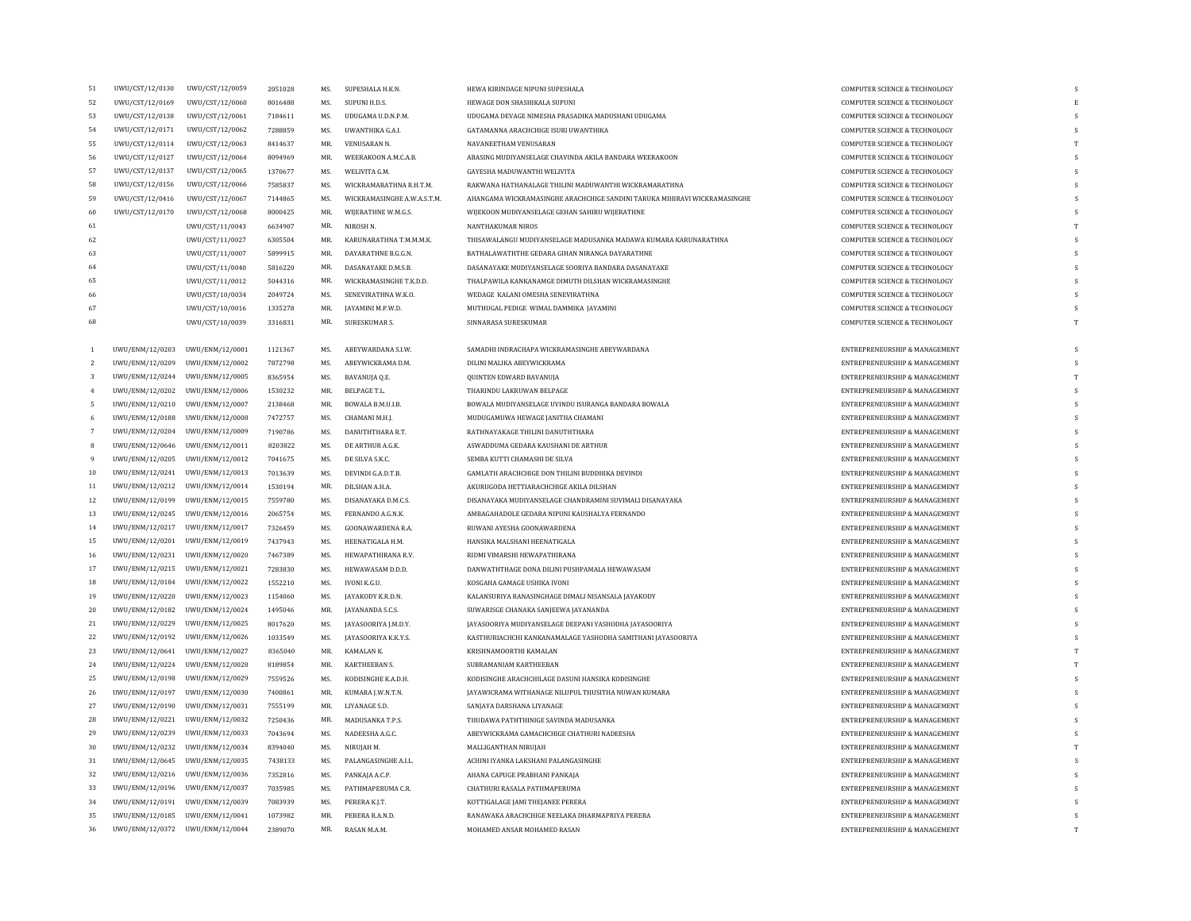| | | | | | | | | |
|---|---|---|---|---|---|---|---|---|
| 51 | UWU/CST/12/0130 | UWU/CST/12/0059 | 2051028 | MS. | SUPESHALA H.K.N. | HEWA KIRINDAGE NIPUNI SUPESHALA | COMPUTER SCIENCE & TECHNOLOGY | S |
| 52 | UWU/CST/12/0169 | UWU/CST/12/0060 | 8016488 | MS. | SUPUNI H.D.S. | HEWAGE DON SHASHIKALA SUPUNI | COMPUTER SCIENCE & TECHNOLOGY | E |
| 53 | UWU/CST/12/0138 | UWU/CST/12/0061 | 7184611 | MS. | UDUGAMA U.D.N.P.M. | UDUGAMA DEVAGE NIMESHA PRASADIKA MADUSHANI UDUGAMA | COMPUTER SCIENCE & TECHNOLOGY | S |
| 54 | UWU/CST/12/0171 | UWU/CST/12/0062 | 7288859 | MS. | UWANTHIKA G.A.I. | GATAMANNA ARACHCHIGE ISURI UWANTHIKA | COMPUTER SCIENCE & TECHNOLOGY | S |
| 55 | UWU/CST/12/0114 | UWU/CST/12/0063 | 8414637 | MR. | VENUSARAN N. | NAVANEETHAM VENUSARAN | COMPUTER SCIENCE & TECHNOLOGY | T |
| 56 | UWU/CST/12/0127 | UWU/CST/12/0064 | 8094969 | MR. | WEERAKOON A.M.C.A.B. | ABASING MUDIYANSELAGE CHAVINDA AKILA BANDARA WEERAKOON | COMPUTER SCIENCE & TECHNOLOGY | S |
| 57 | UWU/CST/12/0137 | UWU/CST/12/0065 | 1370677 | MS. | WELIVITA G.M. | GAYESHA MADUWANTHI WELIVITA | COMPUTER SCIENCE & TECHNOLOGY | S |
| 58 | UWU/CST/12/0156 | UWU/CST/12/0066 | 7585837 | MS. | WICKRAMARATHNA R.H.T.M. | RAKWANA HATHANALAGE THILINI MADUWANTHI WICKRAMARATHNA | COMPUTER SCIENCE & TECHNOLOGY | S |
| 59 | UWU/CST/12/0416 | UWU/CST/12/0067 | 7144865 | MS. | WICKRAMASINGHE A.W.A.S.T.M. | AHANGAMA WICKRAMASINGHE ARACHCHIGE SANDINI TARUKA MIHIRAVI WICKRAMASINGHE | COMPUTER SCIENCE & TECHNOLOGY | S |
| 60 | UWU/CST/12/0170 | UWU/CST/12/0068 | 8000425 | MR. | WIJERATHNE W.M.G.S. | WIJEKOON MUDIYANSELAGE GEHAN SAHIRU WIJERATHNE | COMPUTER SCIENCE & TECHNOLOGY | S |
| 61 | | UWU/CST/11/0043 | 6634907 | MR. | NIROSH N. | NANTHAKUMAR NIROS | COMPUTER SCIENCE & TECHNOLOGY | T |
| 62 | | UWU/CST/11/0027 | 6305504 | MR. | KARUNARATHNA T.M.M.M.K. | THISAWALANGU MUDIYANSELAGE MADUSANKA MADAWA KUMARA KARUNARATHNA | COMPUTER SCIENCE & TECHNOLOGY | S |
| 63 | | UWU/CST/11/0007 | 5899915 | MR. | DAYARATHNE B.G.G.N. | BATHALAWATHTHE GEDARA GIHAN NIRANGA DAYARATHNE | COMPUTER SCIENCE & TECHNOLOGY | S |
| 64 | | UWU/CST/11/0040 | 5816220 | MR. | DASANAYAKE D.M.S.B. | DASANAYAKE MUDIYANSELAGE SOORIYA BANDARA DASANAYAKE | COMPUTER SCIENCE & TECHNOLOGY | S |
| 65 | | UWU/CST/11/0012 | 5044316 | MR. | WICKRAMASINGHE T.K.D.D. | THALPAWILA KANKANAMGE DIMUTH DILSHAN WICKRAMASINGHE | COMPUTER SCIENCE & TECHNOLOGY | S |
| 66 | | UWU/CST/10/0034 | 2049724 | MS. | SENEVIRATHNA W.K.O. | WEDAGE KALANI OMESHA SENEVIRATHNA | COMPUTER SCIENCE & TECHNOLOGY | S |
| 67 | | UWU/CST/10/0016 | 1335278 | MR. | JAYAMINI M.P.W.D. | MUTHUGAL PEDIGE WIMAL DAMMIKA JAYAMINI | COMPUTER SCIENCE & TECHNOLOGY | S |
| 68 | | UWU/CST/10/0039 | 3316831 | MR. | SURESKUMAR S. | SINNARASA SURESKUMAR | COMPUTER SCIENCE & TECHNOLOGY | T |

| | | | | | | | | |
|---|---|---|---|---|---|---|---|---|
| 1 | UWU/ENM/12/0203 | UWU/ENM/12/0001 | 1121367 | MS. | ABEYWARDANA S.I.W. | SAMADHI INDRACHAPA WICKRAMASINGHE ABEYWARDANA | ENTREPRENEURSHIP & MANAGEMENT | S |
| 2 | UWU/ENM/12/0209 | UWU/ENM/12/0002 | 7872798 | MS. | ABEYWICKRAMA D.M. | DILINI MALIKA ABEYWICKRAMA | ENTREPRENEURSHIP & MANAGEMENT | S |
| 3 | UWU/ENM/12/0244 | UWU/ENM/12/0005 | 8365954 | MS. | BAVANUJA Q.E. | QUINTEN EDWARD BAVANUJA | ENTREPRENEURSHIP & MANAGEMENT | T |
| 4 | UWU/ENM/12/0202 | UWU/ENM/12/0006 | 1530232 | MR. | BELPAGE T.L. | THARINDU LAKRUWAN BELPAGE | ENTREPRENEURSHIP & MANAGEMENT | S |
| 5 | UWU/ENM/12/0210 | UWU/ENM/12/0007 | 2138468 | MR. | BOWALA B.M.U.I.B. | BOWALA MUDIYANSELAGE UVINDU ISURANGA BANDARA BOWALA | ENTREPRENEURSHIP & MANAGEMENT | S |
| 6 | UWU/ENM/12/0188 | UWU/ENM/12/0008 | 7472757 | MS. | CHAMANI M.H.J. | MUDUGAMUWA HEWAGE JANITHA CHAMANI | ENTREPRENEURSHIP & MANAGEMENT | S |
| 7 | UWU/ENM/12/0204 | UWU/ENM/12/0009 | 7190786 | MS. | DANUTHTHARA R.T. | RATHNAYAKAGE THILINI DANUTHTHARA | ENTREPRENEURSHIP & MANAGEMENT | S |
| 8 | UWU/ENM/12/0646 | UWU/ENM/12/0011 | 8203822 | MS. | DE ARTHUR A.G.K. | ASWADDUMA GEDARA KAUSHANI DE ARTHUR | ENTREPRENEURSHIP & MANAGEMENT | S |
| 9 | UWU/ENM/12/0205 | UWU/ENM/12/0012 | 7041675 | MS. | DE SILVA S.K.C. | SEMBA KUTTI CHAMASHI DE SILVA | ENTREPRENEURSHIP & MANAGEMENT | S |
| 10 | UWU/ENM/12/0241 | UWU/ENM/12/0013 | 7013639 | MS. | DEVINDI G.A.D.T.B. | GAMLATH ARACHCHIGE DON THILINI BUDDHIKA DEVINDI | ENTREPRENEURSHIP & MANAGEMENT | S |
| 11 | UWU/ENM/12/0212 | UWU/ENM/12/0014 | 1530194 | MR. | DILSHAN A.H.A. | AKURUGODA HETTIARACHCHIGE AKILA DILSHAN | ENTREPRENEURSHIP & MANAGEMENT | S |
| 12 | UWU/ENM/12/0199 | UWU/ENM/12/0015 | 7559780 | MS. | DISANAYAKA D.M.C.S. | DISANAYAKA MUDIYANSELAGE CHANDRAMINI SUVIMALI DISANAYAKA | ENTREPRENEURSHIP & MANAGEMENT | S |
| 13 | UWU/ENM/12/0245 | UWU/ENM/12/0016 | 2065754 | MS. | FERNANDO A.G.N.K. | AMBAGAHADOLE GEDARA NIPUNI KAUSHALYA FERNANDO | ENTREPRENEURSHIP & MANAGEMENT | S |
| 14 | UWU/ENM/12/0217 | UWU/ENM/12/0017 | 7326459 | MS. | GOONAWARDENA R.A. | RUWANI AYESHA GOONAWARDENA | ENTREPRENEURSHIP & MANAGEMENT | S |
| 15 | UWU/ENM/12/0201 | UWU/ENM/12/0019 | 7437943 | MS. | HEENATIGALA H.M. | HANSIKA MALSHANI HEENATIGALA | ENTREPRENEURSHIP & MANAGEMENT | S |
| 16 | UWU/ENM/12/0231 | UWU/ENM/12/0020 | 7467389 | MS. | HEWAPATHIRANA R.V. | RIDMI VIMARSHI HEWAPATHIRANA | ENTREPRENEURSHIP & MANAGEMENT | S |
| 17 | UWU/ENM/12/0215 | UWU/ENM/12/0021 | 7283830 | MS. | HEWAWASAM D.D.D. | DANWATHTHAGE DONA DILINI PUSHPAMALA HEWAWASAM | ENTREPRENEURSHIP & MANAGEMENT | S |
| 18 | UWU/ENM/12/0184 | UWU/ENM/12/0022 | 1552210 | MS. | IVONI K.G.U. | KOSGAHA GAMAGE USHIKA IVONI | ENTREPRENEURSHIP & MANAGEMENT | S |
| 19 | UWU/ENM/12/0220 | UWU/ENM/12/0023 | 1154060 | MS. | JAYAKODY K.R.D.N. | KALANSURIYA RANASINGHAGE DIMALI NISANSALA JAYAKODY | ENTREPRENEURSHIP & MANAGEMENT | S |
| 20 | UWU/ENM/12/0182 | UWU/ENM/12/0024 | 1495046 | MR. | JAYANANDA S.C.S. | SUWARISGE CHANAKA SANJEEWA JAYANANDA | ENTREPRENEURSHIP & MANAGEMENT | S |
| 21 | UWU/ENM/12/0229 | UWU/ENM/12/0025 | 8017620 | MS. | JAYASOORIYA J.M.D.Y. | JAYASOORIYA MUDIYANSELAGE DEEPANI YASHODHA JAYASOORIYA | ENTREPRENEURSHIP & MANAGEMENT | S |
| 22 | UWU/ENM/12/0192 | UWU/ENM/12/0026 | 1033549 | MS. | JAYASOORIYA K.K.Y.S. | KASTHURIACHCHI KANKANAMALAGE YASHODHA SAMITHANI JAYASOORIYA | ENTREPRENEURSHIP & MANAGEMENT | S |
| 23 | UWU/ENM/12/0641 | UWU/ENM/12/0027 | 8365040 | MR. | KAMALAN K. | KRISHNAMOORTHI KAMALAN | ENTREPRENEURSHIP & MANAGEMENT | T |
| 24 | UWU/ENM/12/0224 | UWU/ENM/12/0028 | 8189854 | MR. | KARTHEEBAN S. | SUBRAMANIAM KARTHEEBAN | ENTREPRENEURSHIP & MANAGEMENT | T |
| 25 | UWU/ENM/12/0198 | UWU/ENM/12/0029 | 7559526 | MS. | KODISINGHE K.A.D.H. | KODISINGHE ARACHCHILAGE DASUNI HANSIKA KODISINGHE | ENTREPRENEURSHIP & MANAGEMENT | S |
| 26 | UWU/ENM/12/0197 | UWU/ENM/12/0030 | 7400861 | MR. | KUMARA J.W.N.T.N. | JAYAWICRAMA WITHANAGE NILUPUL THUSITHA NUWAN KUMARA | ENTREPRENEURSHIP & MANAGEMENT | S |
| 27 | UWU/ENM/12/0190 | UWU/ENM/12/0031 | 7555199 | MR. | LIYANAGE S.D. | SANJAYA DARSHANA LIYANAGE | ENTREPRENEURSHIP & MANAGEMENT | S |
| 28 | UWU/ENM/12/0221 | UWU/ENM/12/0032 | 7250436 | MR. | MADUSANKA T.P.S. | THUDAWA PATHTHINIGE SAVINDA MADUSANKA | ENTREPRENEURSHIP & MANAGEMENT | S |
| 29 | UWU/ENM/12/0239 | UWU/ENM/12/0033 | 7043694 | MS. | NADEESHA A.G.C. | ABEYWICKRAMA GAMACHCHIGE CHATHURI NADEESHA | ENTREPRENEURSHIP & MANAGEMENT | S |
| 30 | UWU/ENM/12/0232 | UWU/ENM/12/0034 | 8394040 | MS. | NIRUJAH M. | MALLIGANTHAN NIRUJAH | ENTREPRENEURSHIP & MANAGEMENT | T |
| 31 | UWU/ENM/12/0645 | UWU/ENM/12/0035 | 7438133 | MS. | PALANGASINGHE A.I.L. | ACHINI IYANKA LAKSHANI PALANGASINGHE | ENTREPRENEURSHIP & MANAGEMENT | S |
| 32 | UWU/ENM/12/0216 | UWU/ENM/12/0036 | 7352816 | MS. | PANKAJA A.C.P. | AHANA CAPUGE PRABHANI PANKAJA | ENTREPRENEURSHIP & MANAGEMENT | S |
| 33 | UWU/ENM/12/0196 | UWU/ENM/12/0037 | 7035985 | MS. | PATHMAPERUMA C.R. | CHATHURI RASALA PATHMAPERUMA | ENTREPRENEURSHIP & MANAGEMENT | S |
| 34 | UWU/ENM/12/0191 | UWU/ENM/12/0039 | 7083939 | MS. | PERERA K.J.T. | KOTTIGALAGE JAMI THEJANEE PERERA | ENTREPRENEURSHIP & MANAGEMENT | S |
| 35 | UWU/ENM/12/0185 | UWU/ENM/12/0041 | 1073982 | MR. | PERERA R.A.N.D. | RANAWAKA ARACHCHIGE NEELAKA DHARMAPRIYA PERERA | ENTREPRENEURSHIP & MANAGEMENT | S |
| 36 | UWU/ENM/12/0372 | UWU/ENM/12/0044 | 2389070 | MR. | RASAN M.A.M. | MOHAMED ANSAR MOHAMED RASAN | ENTREPRENEURSHIP & MANAGEMENT | T |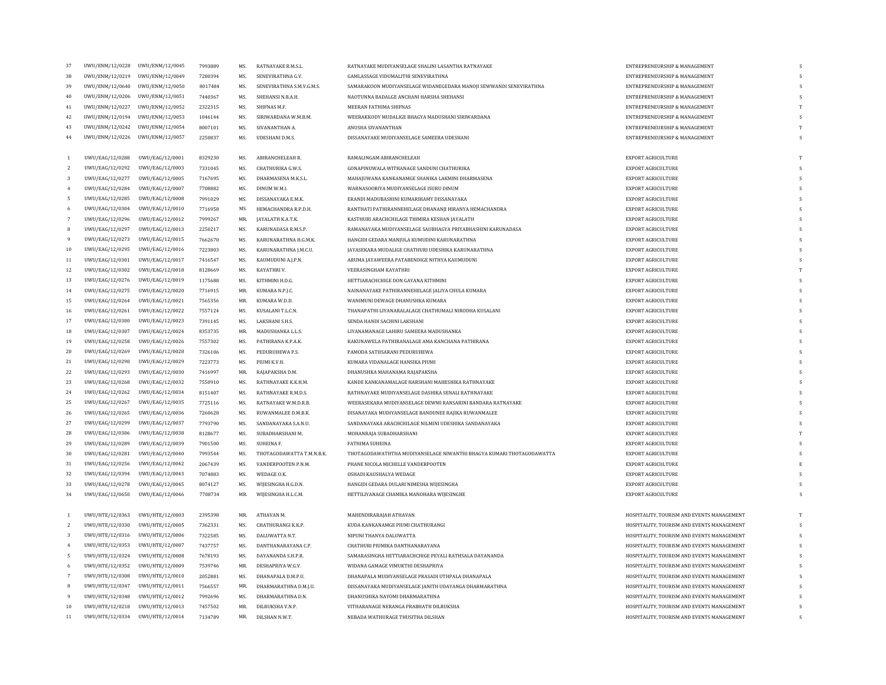| | | | | | | | | |
|---|---|---|---|---|---|---|---|---|
| 37 | UWU/ENM/12/0228 | UWU/ENM/12/0045 | 7993889 | MS. | RATNAYAKE R.M.S.L. | RATNAYAKE MUDIYANSELAGE SHALINI LASANTHA RATNAYAKE | ENTREPRENEURSHIP & MANAGEMENT | S |
| 38 | UWU/ENM/12/0219 | UWU/ENM/12/0049 | 7280394 | MS. | SENEVIRATHNA G.V. | GAMLASSAGE VIDUMALITHI SENEVIRATHNA | ENTREPRENEURSHIP & MANAGEMENT | S |
| 39 | UWU/ENM/12/0640 | UWU/ENM/12/0050 | 8017484 | MS. | SENEVIRATHNA S.M.V.G.M.S. | SAMARAKOON MUDIYANSELAGE WIDANEGEDARA MANOJI SEWWANDI SENEVIRATHNA | ENTREPRENEURSHIP & MANAGEMENT | S |
| 40 | UWU/ENM/12/0206 | UWU/ENM/12/0051 | 7440367 | MS. | SHEHANSI N.B.A.H. | NAOTUNNA BADALGE ANCHANI HARSHA SHEHANSI | ENTREPRENEURSHIP & MANAGEMENT | S |
| 41 | UWU/ENM/12/0227 | UWU/ENM/12/0052 | 2322315 | MS. | SHIFNAS M.F. | MEERAN FATHIMA SHIFNAS | ENTREPRENEURSHIP & MANAGEMENT | T |
| 42 | UWU/ENM/12/0194 | UWU/ENM/12/0053 | 1046144 | MS. | SIRIWARDANA W.M.B.M. | WEERAKKODY MUDALIGE BHAGYA MADUSHANI SIRIWARDANA | ENTREPRENEURSHIP & MANAGEMENT | S |
| 43 | UWU/ENM/12/0242 | UWU/ENM/12/0054 | 8007101 | MS. | SIVANANTHAN A. | ANUSHA SIVANANTHAN | ENTREPRENEURSHIP & MANAGEMENT | T |
| 44 | UWU/ENM/12/0226 | UWU/ENM/12/0057 | 2250837 | MS. | UDESHANI D.M.S. | DISSANAYAKE MUDIYANSELAGE SAMEERA UDESHANI | ENTREPRENEURSHIP & MANAGEMENT | S |
| 1 | UWU/EAG/12/0288 | UWU/EAG/12/0001 | 8329230 | MS. | ABIRANCHELEAH R. | RAMALINGAM ABIRANCHELEAH | EXPORT AGRICULTURE | T |
| 2 | UWU/EAG/12/0292 | UWU/EAG/12/0003 | 7331045 | MS. | CHATHURIKA G.W.S. | GONAPINUWALA WITHANAGE SANDUNI CHATHURIKA | EXPORT AGRICULTURE | S |
| 3 | UWU/EAG/12/0277 | UWU/EAG/12/0005 | 7167695 | MS. | DHARMASENA M.K.S.L. | MAHAJUWANA KANKANAMGE SHANIKA LAKMINI DHARMASENA | EXPORT AGRICULTURE | S |
| 4 | UWU/EAG/12/0284 | UWU/EAG/12/0007 | 7708882 | MS. | DINUM W.M.I. | WARNASOORIYA MUDIYANSELAGE ISURU DINUM | EXPORT AGRICULTURE | S |
| 5 | UWU/EAG/12/0285 | UWU/EAG/12/0008 | 7991029 | MS. | DISSANAYAKA E.M.K. | ERANDI MADUBASHINI KUMARIHAMY DISSANAYAKA | EXPORT AGRICULTURE | S |
| 6 | UWU/EAG/12/0304 | UWU/EAG/12/0010 | 7716958 | MS. | HEMACHANDRA R.P.D.H. | RANTHATI PATHIRANNEHELAGE DHANANJI HIRANYA HEMACHANDRA | EXPORT AGRICULTURE | S |
| 7 | UWU/EAG/12/0296 | UWU/EAG/12/0012 | 7999267 | MR. | JAYALATH K.A.T.K. | KASTHURI ARACHCHILAGE THIMIRA KESHAN JAYALATH | EXPORT AGRICULTURE | S |
| 8 | UWU/EAG/12/0297 | UWU/EAG/12/0013 | 2250217 | MS. | KARUNADASA R.M.S.P. | RAMANAYAKA MUDIYANSELAGE SAUBHAGYA PRIYABHASHINI KARUNADASA | EXPORT AGRICULTURE | S |
| 9 | UWU/EAG/12/0273 | UWU/EAG/12/0015 | 7662670 | MS. | KARUNARATHNA H.G.M.K. | HANGIDI GEDARA MANJULA KUMUDINI KARUNARATHNA | EXPORT AGRICULTURE | S |
| 10 | UWU/EAG/12/0295 | UWU/EAG/12/0016 | 7223803 | MS. | KARUNARATHNA J.M.C.U. | JAYASEKARA MUDALIGE CHATHURI UDESHIKA KARUNARATHNA | EXPORT AGRICULTURE | S |
| 11 | UWU/EAG/12/0301 | UWU/EAG/12/0017 | 7416547 | MS. | KAUMUDUNI A.J.P.N. | ARUMA JAYAWEERA PATABENDIGE NITHYA KAUMUDUNI | EXPORT AGRICULTURE | S |
| 12 | UWU/EAG/12/0302 | UWU/EAG/12/0018 | 8128669 | MS. | KAYATHRI V. | VEERASINGHAM KAYATHRI | EXPORT AGRICULTURE | T |
| 13 | UWU/EAG/12/0276 | UWU/EAG/12/0019 | 1175688 | MS. | KITHMINI H.D.G. | HETTIARACHCHIGE DON GAYANA KITHMINI | EXPORT AGRICULTURE | S |
| 14 | UWU/EAG/12/0275 | UWU/EAG/12/0020 | 7716915 | MR. | KUMARA N.P.J.C. | NAINANAYAKE PATHIRANNEHELAGE JALIYA CHULA KUMARA | EXPORT AGRICULTURE | S |
| 15 | UWU/EAG/12/0264 | UWU/EAG/12/0021 | 7565356 | MR. | KUMARA W.D.D. | WANIMUNI DEWAGE DHANUSHKA KUMARA | EXPORT AGRICULTURE | S |
| 16 | UWU/EAG/12/0261 | UWU/EAG/12/0022 | 7557124 | MS. | KUSALANI T.L.C.N. | THANAPATHI LIYANARALALAGE CHATHUMALI NIRODHA KUSALANI | EXPORT AGRICULTURE | S |
| 17 | UWU/EAG/12/0300 | UWU/EAG/12/0023 | 7391145 | MS. | LAKSHANI S.H.S. | SENDA HANDI SACHINI LAKSHANI | EXPORT AGRICULTURE | S |
| 18 | UWU/EAG/12/0307 | UWU/EAG/12/0024 | 8353735 | MR. | MADUSHANKA L.L.S. | LIYANAMANAGE LAHIRU SAMEERA MADUSHANKA | EXPORT AGRICULTURE | S |
| 19 | UWU/EAG/12/0258 | UWU/EAG/12/0026 | 7557302 | MS. | PATHIRANA K.P.A.K. | KAKUNAWELA PATHIRANALAGE AMA KANCHANA PATHIRANA | EXPORT AGRICULTURE | S |
| 20 | UWU/EAG/12/0269 | UWU/EAG/12/0028 | 7326106 | MS. | PEDURUHEWA P.S. | PAMODA SATHSARANI PEDURUHEWA | EXPORT AGRICULTURE | S |
| 21 | UWU/EAG/12/0290 | UWU/EAG/12/0029 | 7223773 | MS. | PIUMI K.V.H. | KUMARA VIDANALAGE HANSIKA PIUMI | EXPORT AGRICULTURE | S |
| 22 | UWU/EAG/12/0293 | UWU/EAG/12/0030 | 7416997 | MR. | RAJAPAKSHA D.M. | DHANUSHKA MAHANAMA RAJAPAKSHA | EXPORT AGRICULTURE | S |
| 23 | UWU/EAG/12/0268 | UWU/EAG/12/0032 | 7550910 | MS. | RATHNAYAKE K.K.H.M. | KANDE KANKANAMALAGE HARSHANI MAHESHIKA RATHNAYAKE | EXPORT AGRICULTURE | S |
| 24 | UWU/EAG/12/0262 | UWU/EAG/12/0034 | 8151407 | MS. | RATHNAYAKE R.M.D.S. | RATHNAYAKE MUDIYANSELAGE DASHIKA SENALI RATHNAYAKE | EXPORT AGRICULTURE | S |
| 25 | UWU/EAG/12/0267 | UWU/EAG/12/0035 | 7725116 | MS. | RATNAYAKE W.M.D.R.B. | WEERASEKARA MUDIYANSELAGE DEWMI RANSARINI BANDARA RATNAYAKE | EXPORT AGRICULTURE | S |
| 26 | UWU/EAG/12/0265 | UWU/EAG/12/0036 | 7260628 | MS. | RUWANMALEE D.M.B.R. | DISANAYAKA MUDIYANSELAGE BANDUNEE RAJIKA RUWANMALEE | EXPORT AGRICULTURE | S |
| 27 | UWU/EAG/12/0299 | UWU/EAG/12/0037 | 7793790 | MS. | SANDANAYAKA S.A.N.U. | SANDANAYAKA ARACHCHILAGE NILMINI UDESHIKA SANDANAYAKA | EXPORT AGRICULTURE | S |
| 28 | UWU/EAG/12/0306 | UWU/EAG/12/0038 | 8128677 | MS. | SUBADHARSHANI M. | MOHANRAJA SUBADHARSHANI | EXPORT AGRICULTURE | T |
| 29 | UWU/EAG/12/0289 | UWU/EAG/12/0039 | 7901500 | MS. | SUHEINA F. | FATHIMA SUHEINA | EXPORT AGRICULTURE | S |
| 30 | UWU/EAG/12/0281 | UWU/EAG/12/0040 | 7993544 | MS. | THOTAGODAWATTA T.M.N.B.K. | THOTAGODAWATHTHA MUDIYANSELAGE NIWANTHI BHAGYA KUMARI THOTAGODAWATTA | EXPORT AGRICULTURE | S |
| 31 | UWU/EAG/12/0256 | UWU/EAG/12/0042 | 2067439 | MS. | VANDERPOOTEN P.N.M. | PHANE NICOLA MICHELLE VANDERPOOTEN | EXPORT AGRICULTURE | E |
| 32 | UWU/EAG/12/0394 | UWU/EAG/12/0043 | 7074883 | MS. | WEDAGE O.K. | OSHADI KAUSHALYA WEDAGE | EXPORT AGRICULTURE | S |
| 33 | UWU/EAG/12/0278 | UWU/EAG/12/0045 | 8074127 | MS. | WIJESINGHA H.G.D.N. | HANGIDI GEDARA DULARI NIMESHA WIJESINGHA | EXPORT AGRICULTURE | S |
| 34 | UWU/EAG/12/0650 | UWU/EAG/12/0046 | 7708734 | MR. | WIJESINGHA H.L.C.M. | HETTILIYANAGE CHAMIKA MANOHARA WIJESINGHE | EXPORT AGRICULTURE | S |
| 1 | UWU/HTE/12/0363 | UWU/HTE/12/0003 | 2395398 | MR. | ATHAVAN M. | MAHENDIRARAJAH ATHAVAN | HOSPITALITY, TOURISM AND EVENTS MANAGEMENT | T |
| 2 | UWU/HTE/12/0330 | UWU/HTE/12/0005 | 7362331 | MS. | CHATHURANGI K.K.P. | KUDA KANKANAMGE PIUMI CHATHURANGI | HOSPITALITY, TOURISM AND EVENTS MANAGEMENT | S |
| 3 | UWU/HTE/12/0316 | UWU/HTE/12/0006 | 7322585 | MS. | DALUWATTA N.T. | NIPUNI THANYA DALUWATTA | HOSPITALITY, TOURISM AND EVENTS MANAGEMENT | S |
| 4 | UWU/HTE/12/0353 | UWU/HTE/12/0007 | 7437757 | MS. | DANTHANARAYANA C.P. | CHATHURI PIUMIKA DANTHANARAYANA | HOSPITALITY, TOURISM AND EVENTS MANAGEMENT | S |
| 5 | UWU/HTE/12/0324 | UWU/HTE/12/0008 | 7678193 | MS. | DAYANANDA S.H.P.R. | SAMARASINGHA HETTIARACHCHIGE PEYALI RATHSALA DAYANANDA | HOSPITALITY, TOURISM AND EVENTS MANAGEMENT | S |
| 6 | UWU/HTE/12/0352 | UWU/HTE/12/0009 | 7539746 | MR. | DESHAPRIYA W.G.V. | WIDANA GAMAGE VIMUKTHI DESHAPRIYA | HOSPITALITY, TOURISM AND EVENTS MANAGEMENT | S |
| 7 | UWU/HTE/12/0308 | UWU/HTE/12/0010 | 2052881 | MS. | DHANAPALA D.M.P.U. | DHANAPALA MUDIYANSELAGE PRASADI UTHPALA DHANAPALA | HOSPITALITY, TOURISM AND EVENTS MANAGEMENT | S |
| 8 | UWU/HTE/12/0347 | UWU/HTE/12/0011 | 7566557 | MR. | DHARMARATHNA D.M.J.U. | DISSANAYAKA MUDIYANSELAGE JANITH UDAYANGA DHARMARATHNA | HOSPITALITY, TOURISM AND EVENTS MANAGEMENT | S |
| 9 | UWU/HTE/12/0348 | UWU/HTE/12/0012 | 7992696 | MS. | DHARMARATHNA D.N. | DHANUSHIKA NAYOMI DHARMARATHNA | HOSPITALITY, TOURISM AND EVENTS MANAGEMENT | S |
| 10 | UWU/HTE/12/0218 | UWU/HTE/12/0013 | 7457502 | MR. | DILRUKSHA V.N.P. | VITHARANAGE NERANGA PRABHATH DILRUKSHA | HOSPITALITY, TOURISM AND EVENTS MANAGEMENT | S |
| 11 | UWU/HTE/12/0334 | UWU/HTE/12/0014 | 7134789 | MR. | DILSHAN N.W.T. | NEBADA WATHURAGE THUSITHA DILSHAN | HOSPITALITY, TOURISM AND EVENTS MANAGEMENT | S |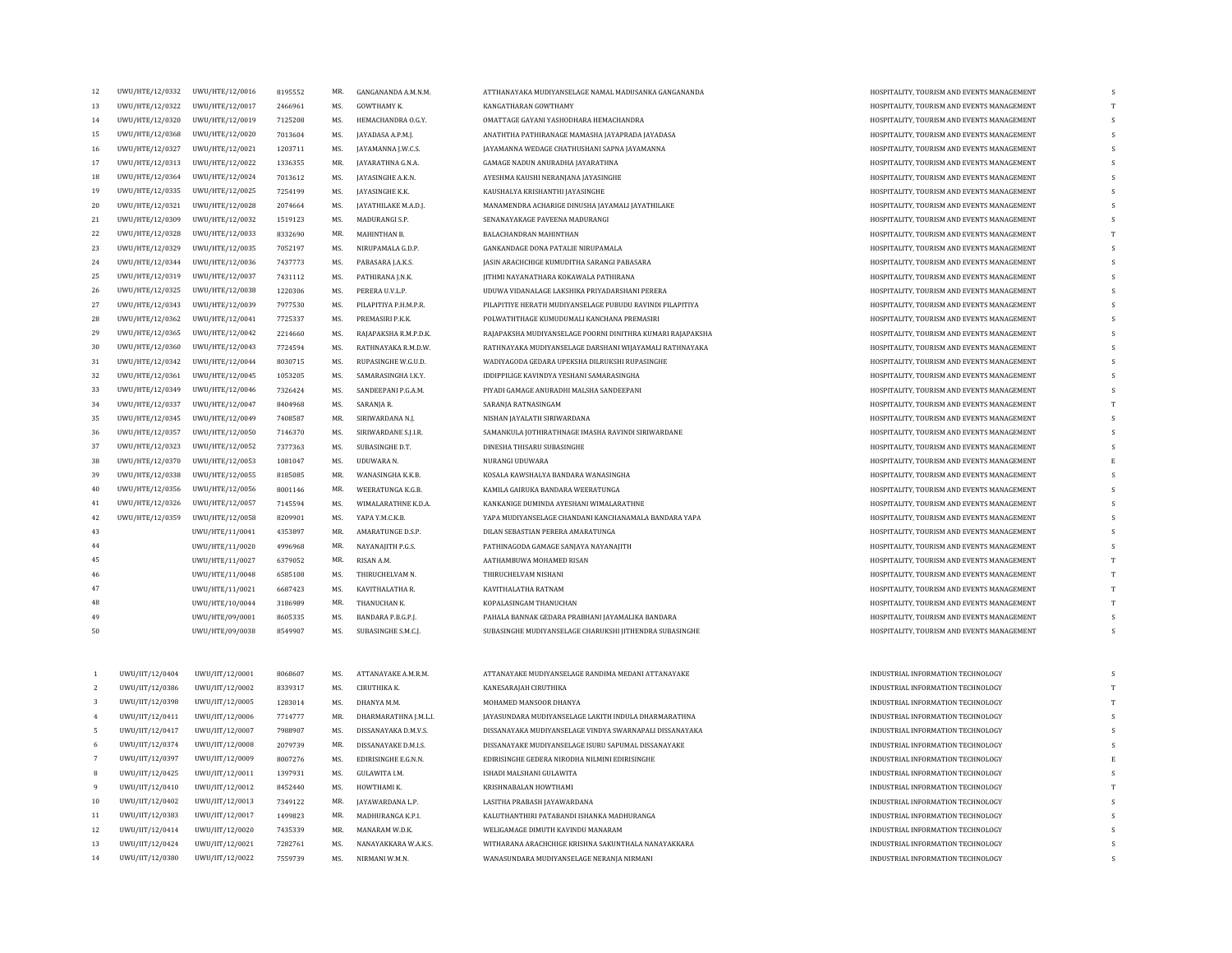| | | | | | | | | |
|---|---|---|---|---|---|---|---|---|
| 12 | UWU/HTE/12/0332 | UWU/HTE/12/0016 | 8195552 | MR. | GANGANANDA A.M.N.M. | ATTHANAYAKA MUDIYANSELAGE NAMAL MADUSANKA GANGANANDA | HOSPITALITY, TOURISM AND EVENTS MANAGEMENT | S |
| 13 | UWU/HTE/12/0322 | UWU/HTE/12/0017 | 2466961 | MS. | GOWTHAMY K. | KANGATHARAN GOWTHAMY | HOSPITALITY, TOURISM AND EVENTS MANAGEMENT | T |
| 14 | UWU/HTE/12/0320 | UWU/HTE/12/0019 | 7125208 | MS. | HEMACHANDRA O.G.Y. | OMATTAGE GAYANI YASHODHARA HEMACHANDRA | HOSPITALITY, TOURISM AND EVENTS MANAGEMENT | S |
| 15 | UWU/HTE/12/0368 | UWU/HTE/12/0020 | 7013604 | MS. | JAYADASA A.P.M.J. | ANATHTHA PATHIRANAGE MAMASHA JAYAPRADA JAYADASA | HOSPITALITY, TOURISM AND EVENTS MANAGEMENT | S |
| 16 | UWU/HTE/12/0327 | UWU/HTE/12/0021 | 1203711 | MS. | JAYAMANNA J.W.C.S. | JAYAMANNA WEDAGE CHATHUSHANI SAPNA JAYAMANNA | HOSPITALITY, TOURISM AND EVENTS MANAGEMENT | S |
| 17 | UWU/HTE/12/0313 | UWU/HTE/12/0022 | 1336355 | MR. | JAYARATHNA G.N.A. | GAMAGE NADUN ANURADHA JAYARATHNA | HOSPITALITY, TOURISM AND EVENTS MANAGEMENT | S |
| 18 | UWU/HTE/12/0364 | UWU/HTE/12/0024 | 7013612 | MS. | JAYASINGHE A.K.N. | AYESHMA KAUSHI NERANJANA JAYASINGHE | HOSPITALITY, TOURISM AND EVENTS MANAGEMENT | S |
| 19 | UWU/HTE/12/0335 | UWU/HTE/12/0025 | 7254199 | MS. | JAYASINGHE K.K. | KAUSHALYA KRISHANTHI JAYASINGHE | HOSPITALITY, TOURISM AND EVENTS MANAGEMENT | S |
| 20 | UWU/HTE/12/0321 | UWU/HTE/12/0028 | 2074664 | MS. | JAYATHILAKE M.A.D.J. | MANAMENDRA ACHARIGE DINUSHA JAYAMALI JAYATHILAKE | HOSPITALITY, TOURISM AND EVENTS MANAGEMENT | S |
| 21 | UWU/HTE/12/0309 | UWU/HTE/12/0032 | 1519123 | MS. | MADURANGI S.P. | SENANAYAKAGE PAVEENA MADURANGI | HOSPITALITY, TOURISM AND EVENTS MANAGEMENT | S |
| 22 | UWU/HTE/12/0328 | UWU/HTE/12/0033 | 8332690 | MR. | MAHINTHAN B. | BALACHANDRAN MAHINTHAN | HOSPITALITY, TOURISM AND EVENTS MANAGEMENT | T |
| 23 | UWU/HTE/12/0329 | UWU/HTE/12/0035 | 7052197 | MS. | NIRUPAMALA G.D.P. | GANKANDAGE DONA PATALIE NIRUPAMALA | HOSPITALITY, TOURISM AND EVENTS MANAGEMENT | S |
| 24 | UWU/HTE/12/0344 | UWU/HTE/12/0036 | 7437773 | MS. | PABASARA J.A.K.S. | JASIN ARACHCHIGE KUMUDITHA SARANGI PABASARA | HOSPITALITY, TOURISM AND EVENTS MANAGEMENT | S |
| 25 | UWU/HTE/12/0319 | UWU/HTE/12/0037 | 7431112 | MS. | PATHIRANA J.N.K. | JITHMI NAYANATHARA KOKAWALA PATHIRANA | HOSPITALITY, TOURISM AND EVENTS MANAGEMENT | S |
| 26 | UWU/HTE/12/0325 | UWU/HTE/12/0038 | 1220306 | MS. | PERERA U.V.L.P. | UDUWA VIDANALAGE LAKSHIKA PRIYADARSHANI PERERA | HOSPITALITY, TOURISM AND EVENTS MANAGEMENT | S |
| 27 | UWU/HTE/12/0343 | UWU/HTE/12/0039 | 7977530 | MS. | PILAPITIYA P.H.M.P.R. | PILAPITIYE HERATH MUDIYANSELAGE PUBUDU RAVINDI PILAPITIYA | HOSPITALITY, TOURISM AND EVENTS MANAGEMENT | S |
| 28 | UWU/HTE/12/0362 | UWU/HTE/12/0041 | 7725337 | MS. | PREMASIRI P.K.K. | POLWATHTHAGE KUMUDUMALI KANCHANA PREMASIRI | HOSPITALITY, TOURISM AND EVENTS MANAGEMENT | S |
| 29 | UWU/HTE/12/0365 | UWU/HTE/12/0042 | 2214660 | MS. | RAJAPAKSHA R.M.P.D.K. | RAJAPAKSHA MUDIYANSELAGE POORNI DINITHRA KUMARI RAJAPAKSHA | HOSPITALITY, TOURISM AND EVENTS MANAGEMENT | S |
| 30 | UWU/HTE/12/0360 | UWU/HTE/12/0043 | 7724594 | MS. | RATHNAYAKA R.M.D.W. | RATHNAYAKA MUDIYANSELAGE DARSHANI WIJAYAMALI RATHNAYAKA | HOSPITALITY, TOURISM AND EVENTS MANAGEMENT | S |
| 31 | UWU/HTE/12/0342 | UWU/HTE/12/0044 | 8030715 | MS. | RUPASINGHE W.G.U.D. | WADIYAGODA GEDARA UPEKSHA DILRUKSHI RUPASINGHE | HOSPITALITY, TOURISM AND EVENTS MANAGEMENT | S |
| 32 | UWU/HTE/12/0361 | UWU/HTE/12/0045 | 1053205 | MS. | SAMARASINGHA I.K.Y. | IDDIPPILIGE KAVINDYA YESHANI SAMARASINGHA | HOSPITALITY, TOURISM AND EVENTS MANAGEMENT | S |
| 33 | UWU/HTE/12/0349 | UWU/HTE/12/0046 | 7326424 | MS. | SANDEEPANI P.G.A.M. | PIYADI GAMAGE ANURADHI MALSHA SANDEEPANI | HOSPITALITY, TOURISM AND EVENTS MANAGEMENT | S |
| 34 | UWU/HTE/12/0337 | UWU/HTE/12/0047 | 8404968 | MS. | SARANJA R. | SARANJA RATNASINGAM | HOSPITALITY, TOURISM AND EVENTS MANAGEMENT | T |
| 35 | UWU/HTE/12/0345 | UWU/HTE/12/0049 | 7408587 | MR. | SIRIWARDANA N.J. | NISHAN JAYALATH SIRIWARDANA | HOSPITALITY, TOURISM AND EVENTS MANAGEMENT | S |
| 36 | UWU/HTE/12/0357 | UWU/HTE/12/0050 | 7146370 | MS. | SIRIWARDANE S.J.I.R. | SAMANKULA JOTHIRATHNAGE IMASHA RAVINDI SIRIWARDANE | HOSPITALITY, TOURISM AND EVENTS MANAGEMENT | S |
| 37 | UWU/HTE/12/0323 | UWU/HTE/12/0052 | 7377363 | MS. | SUBASINGHE D.T. | DINESHA THISARU SUBASINGHE | HOSPITALITY, TOURISM AND EVENTS MANAGEMENT | S |
| 38 | UWU/HTE/12/0370 | UWU/HTE/12/0053 | 1081047 | MS. | UDUWARA N. | NURANGI UDUWARA | HOSPITALITY, TOURISM AND EVENTS MANAGEMENT | E |
| 39 | UWU/HTE/12/0338 | UWU/HTE/12/0055 | 8185085 | MR. | WANASINGHA K.K.B. | KOSALA KAWSHALYA BANDARA WANASINGHA | HOSPITALITY, TOURISM AND EVENTS MANAGEMENT | S |
| 40 | UWU/HTE/12/0356 | UWU/HTE/12/0056 | 8001146 | MR. | WEERATUNGA K.G.B. | KAMILA GAIRUKA BANDARA WEERATUNGA | HOSPITALITY, TOURISM AND EVENTS MANAGEMENT | S |
| 41 | UWU/HTE/12/0326 | UWU/HTE/12/0057 | 7145594 | MS. | WIMALARATHNE K.D.A. | KANKANIGE DUMINDA AYESHANI WIMALARATHNE | HOSPITALITY, TOURISM AND EVENTS MANAGEMENT | S |
| 42 | UWU/HTE/12/0359 | UWU/HTE/12/0058 | 8209901 | MS. | YAPA Y.M.C.K.B. | YAPA MUDIYANSELAGE CHANDANI KANCHANAMALA BANDARA YAPA | HOSPITALITY, TOURISM AND EVENTS MANAGEMENT | S |
| 43 | | UWU/HTE/11/0041 | 4353897 | MR. | AMARATUNGE D.S.P. | DILAN SEBASTIAN PERERA AMARATUNGA | HOSPITALITY, TOURISM AND EVENTS MANAGEMENT | S |
| 44 | | UWU/HTE/11/0020 | 4996968 | MR. | NAYANAJITH P.G.S. | PATHINAGODA GAMAGE SANJAYA NAYANAJITH | HOSPITALITY, TOURISM AND EVENTS MANAGEMENT | S |
| 45 | | UWU/HTE/11/0027 | 6379052 | MR. | RISAN A.M. | AATHAMBUWA MOHAMED RISAN | HOSPITALITY, TOURISM AND EVENTS MANAGEMENT | T |
| 46 | | UWU/HTE/11/0048 | 6585108 | MS. | THIRUCHELVAM N. | THIRUCHELVAM NISHANI | HOSPITALITY, TOURISM AND EVENTS MANAGEMENT | T |
| 47 | | UWU/HTE/11/0021 | 6687423 | MS. | KAVITHALATHA R. | KAVITHALATHA RATNAM | HOSPITALITY, TOURISM AND EVENTS MANAGEMENT | T |
| 48 | | UWU/HTE/10/0044 | 3186989 | MR. | THANUCHAN K. | KOPALASINGAM THANUCHAN | HOSPITALITY, TOURISM AND EVENTS MANAGEMENT | T |
| 49 | | UWU/HTE/09/0001 | 8605335 | MS. | BANDARA P.B.G.P.J. | PAHALA BANNAK GEDARA PRABHANI JAYAMALIKA BANDARA | HOSPITALITY, TOURISM AND EVENTS MANAGEMENT | S |
| 50 | | UWU/HTE/09/0038 | 8549907 | MS. | SUBASINGHE S.M.C.J. | SUBASINGHE MUDIYANSELAGE CHARUKSHI JITHENDRA SUBASINGHE | HOSPITALITY, TOURISM AND EVENTS MANAGEMENT | S |

| | | | | | | | | |
|---|---|---|---|---|---|---|---|---|
| 1 | UWU/IIT/12/0404 | UWU/IIT/12/0001 | 8068607 | MS. | ATTANAYAKE A.M.R.M. | ATTANAYAKE MUDIYANSELAGE RANDIMA MEDANI ATTANAYAKE | INDUSTRIAL INFORMATION TECHNOLOGY | S |
| 2 | UWU/IIT/12/0386 | UWU/IIT/12/0002 | 8339317 | MS. | CIRUTHIKA K. | KANESARAJAH CIRUTHIKA | INDUSTRIAL INFORMATION TECHNOLOGY | T |
| 3 | UWU/IIT/12/0398 | UWU/IIT/12/0005 | 1283014 | MS. | DHANYA M.M. | MOHAMED MANSOOR DHANYA | INDUSTRIAL INFORMATION TECHNOLOGY | T |
| 4 | UWU/IIT/12/0411 | UWU/IIT/12/0006 | 7714777 | MR. | DHARMARATHNA J.M.L.I. | JAYASUNDARA MUDIYANSELAGE LAKITH INDULA DHARMARATHNA | INDUSTRIAL INFORMATION TECHNOLOGY | S |
| 5 | UWU/IIT/12/0417 | UWU/IIT/12/0007 | 7988907 | MS. | DISSANAYAKA D.M.V.S. | DISSANAYAKA MUDIYANSELAGE VINDYA SWARNAPALI DISSANAYAKA | INDUSTRIAL INFORMATION TECHNOLOGY | S |
| 6 | UWU/IIT/12/0374 | UWU/IIT/12/0008 | 2079739 | MR. | DISSANAYAKE D.M.I.S. | DISSANAYAKE MUDIYANSELAGE ISURU SAPUMAL DISSANAYAKE | INDUSTRIAL INFORMATION TECHNOLOGY | S |
| 7 | UWU/IIT/12/0397 | UWU/IIT/12/0009 | 8007276 | MS. | EDIRISINGHE E.G.N.N. | EDIRISINGHE GEDERA NIRODHA NILMINI EDIRISINGHE | INDUSTRIAL INFORMATION TECHNOLOGY | E |
| 8 | UWU/IIT/12/0425 | UWU/IIT/12/0011 | 1397931 | MS. | GULAWITA I.M. | ISHADI MALSHANI GULAWITA | INDUSTRIAL INFORMATION TECHNOLOGY | S |
| 9 | UWU/IIT/12/0410 | UWU/IIT/12/0012 | 8452440 | MS. | HOWTHAMI K. | KRISHNABALAN HOWTHAMI | INDUSTRIAL INFORMATION TECHNOLOGY | T |
| 10 | UWU/IIT/12/0402 | UWU/IIT/12/0013 | 7349122 | MR. | JAYAWARDANA L.P. | LASITHA PRABASH JAYAWARDANA | INDUSTRIAL INFORMATION TECHNOLOGY | S |
| 11 | UWU/IIT/12/0383 | UWU/IIT/12/0017 | 1499823 | MR. | MADHURANGA K.P.I. | KALUTHANTHIRI PATABANDI ISHANKA MADHURANGA | INDUSTRIAL INFORMATION TECHNOLOGY | S |
| 12 | UWU/IIT/12/0414 | UWU/IIT/12/0020 | 7435339 | MR. | MANARAM W.D.K. | WELIGAMAGE DIMUTH KAVINDU MANARAM | INDUSTRIAL INFORMATION TECHNOLOGY | S |
| 13 | UWU/IIT/12/0424 | UWU/IIT/12/0021 | 7282761 | MS. | NANAYAKKARA W.A.K.S. | WITHARANA ARACHCHIGE KRISHNA SAKUNTHALA NANAYAKKARA | INDUSTRIAL INFORMATION TECHNOLOGY | S |
| 14 | UWU/IIT/12/0380 | UWU/IIT/12/0022 | 7559739 | MS. | NIRMANI W.M.N. | WANASUNDARA MUDIYANSELAGE NERANJA NIRMANI | INDUSTRIAL INFORMATION TECHNOLOGY | S |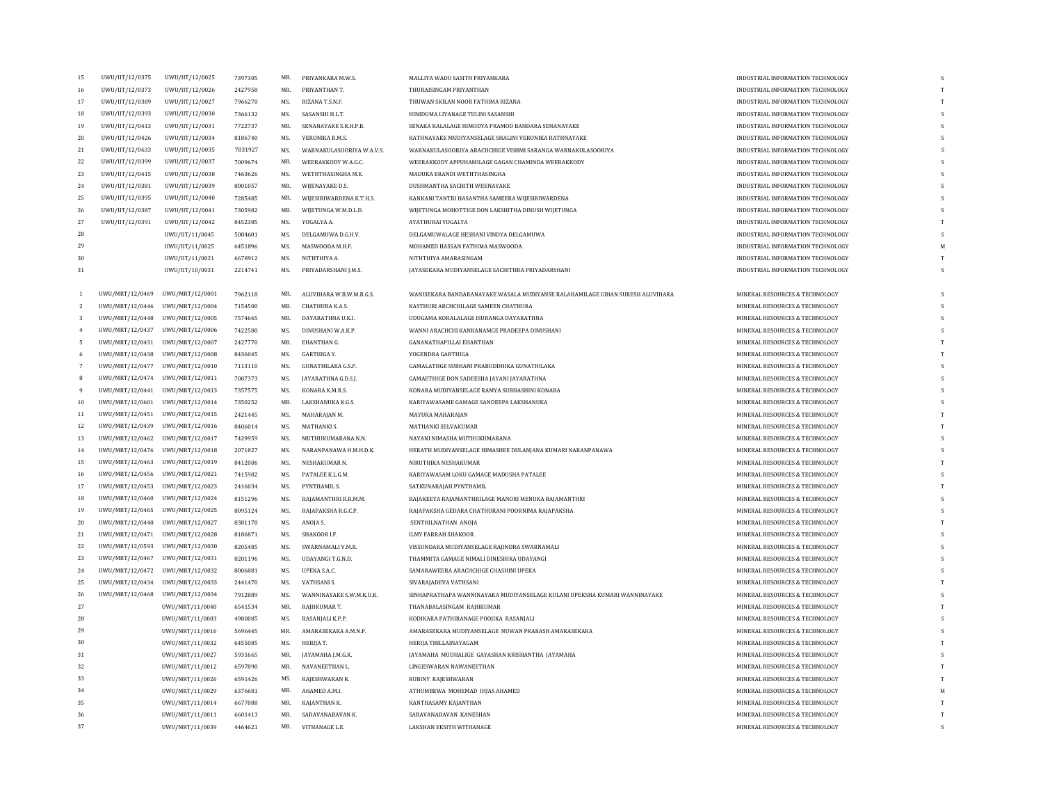| | | | | | | | | |
|---|---|---|---|---|---|---|---|---|
| 15 | UWU/IIT/12/0375 | UWU/IIT/12/0025 | 7397305 | MR. | PRIYANKARA M.W.S. | MALLIYA WADU SASITH PRIYANKARA | INDUSTRIAL INFORMATION TECHNOLOGY | S |
| 16 | UWU/IIT/12/0373 | UWU/IIT/12/0026 | 2427958 | MR. | PRIYANTHAN T. | THURAISINGAM PRIYANTHAN | INDUSTRIAL INFORMATION TECHNOLOGY | T |
| 17 | UWU/IIT/12/0389 | UWU/IIT/12/0027 | 7966270 | MS. | RIZANA T.S.N.F. | THUWAN SKILAN NOOR FATHIMA RIZANA | INDUSTRIAL INFORMATION TECHNOLOGY | T |
| 18 | UWU/IIT/12/0393 | UWU/IIT/12/0030 | 7366132 | MS. | SASANSHI H.L.T. | HINIDUMA LIYANAGE TULINI SASANSHI | INDUSTRIAL INFORMATION TECHNOLOGY | S |
| 19 | UWU/IIT/12/0413 | UWU/IIT/12/0031 | 7722737 | MR. | SENANAYAKE S.R.H.P.B. | SENAKA RALALAGE HIMODYA PRAMOD BANDARA SENANAYAKE | INDUSTRIAL INFORMATION TECHNOLOGY | S |
| 20 | UWU/IIT/12/0426 | UWU/IIT/12/0034 | 8186740 | MS. | VERONIKA R.M.S. | RATHNAYAKE MUDIYANSELAGE SHALINI VERONIKA RATHNAYAKE | INDUSTRIAL INFORMATION TECHNOLOGY | S |
| 21 | UWU/IIT/12/0633 | UWU/IIT/12/0035 | 7831927 | MS. | WARNAKULASOORIYA W.A.V.S. | WARNAKULASOORIYA ARACHCHIGE VISHMI SARANGA WARNAKULASOORIYA | INDUSTRIAL INFORMATION TECHNOLOGY | S |
| 22 | UWU/IIT/12/0399 | UWU/IIT/12/0037 | 7009674 | MR. | WEERAKKODY W.A.G.C. | WEERAKKODY APPUHAMILAGE GAGAN CHAMINDA WEERAKKODY | INDUSTRIAL INFORMATION TECHNOLOGY | S |
| 23 | UWU/IIT/12/0415 | UWU/IIT/12/0038 | 7463626 | MS. | WETHTHASINGHA M.E. | MADUKA ERANDI WETHTHASINGHA | INDUSTRIAL INFORMATION TECHNOLOGY | S |
| 24 | UWU/IIT/12/0381 | UWU/IIT/12/0039 | 8001057 | MR. | WIJENAYAKE D.S. | DUSHMANTHA SACHITH WIJENAYAKE | INDUSTRIAL INFORMATION TECHNOLOGY | S |
| 25 | UWU/IIT/12/0395 | UWU/IIT/12/0040 | 7285485 | MR. | WIJESIRIWARDENA K.T.H.S. | KANKANI TANTRI HASANTHA SAMEERA WIJESIRIWARDENA | INDUSTRIAL INFORMATION TECHNOLOGY | S |
| 26 | UWU/IIT/12/0387 | UWU/IIT/12/0041 | 7305982 | MR. | WIJETUNGA W.M.D.L.D. | WIJETUNGA MOHOTTIGE DON LAKSHITHA DINUSH WIJETUNGA | INDUSTRIAL INFORMATION TECHNOLOGY | S |
| 27 | UWU/IIT/12/0391 | UWU/IIT/12/0042 | 8452385 | MS. | YOGALYA A. | AYATHURAI YOGALYA | INDUSTRIAL INFORMATION TECHNOLOGY | T |
| 28 | | UWU/IIT/11/0045 | 5084601 | MS. | DELGAMUWA D.G.H.V. | DELGAMUWALAGE HESHANI VINDYA DELGAMUWA | INDUSTRIAL INFORMATION TECHNOLOGY | S |
| 29 | | UWU/IIT/11/0025 | 6451896 | MS. | MASWOODA M.H.F. | MOHAMED HASSAN FATHIMA MASWOODA | INDUSTRIAL INFORMATION TECHNOLOGY | M |
| 30 | | UWU/IIT/11/0021 | 6678912 | MS. | NITHTHIYA A. | NITHTHIYA AMARASINGAM | INDUSTRIAL INFORMATION TECHNOLOGY | T |
| 31 | | UWU/IIT/10/0031 | 2214741 | MS. | PRIYADARSHANI J.M.S. | JAYASEKARA MUDIYANSELAGE SACHITHRA PRIYADARSHANI | INDUSTRIAL INFORMATION TECHNOLOGY | S |
| 1 | UWU/MRT/12/0469 | UWU/MRT/12/0001 | 7962118 | MR. | ALUVIHARA W.B.W.M.R.G.S. | WANISEKARA BANDARANAYAKE WASALA MUDIYANSE RALAHAMILAGE GIHAN SURESH ALUVIHARA | MINERAL RESOURCES & TECHNOLOGY | S |
| 2 | UWU/MRT/12/0446 | UWU/MRT/12/0004 | 7154500 | MR. | CHATHURA K.A.S. | KASTHURI ARCHCHILAGE SAMEEN CHATHURA | MINERAL RESOURCES & TECHNOLOGY | S |
| 3 | UWU/MRT/12/0448 | UWU/MRT/12/0005 | 7574665 | MR. | DAYARATHNA U.K.I. | UDUGAMA KORALALAGE ISURANGA DAYARATHNA | MINERAL RESOURCES & TECHNOLOGY | S |
| 4 | UWU/MRT/12/0437 | UWU/MRT/12/0006 | 7422580 | MS. | DINUSHANI W.A.K.P. | WANNI ARACHCHI KANKANAMGE PRADEEPA DINUSHANI | MINERAL RESOURCES & TECHNOLOGY | S |
| 5 | UWU/MRT/12/0431 | UWU/MRT/12/0007 | 2427770 | MR. | EHANTHAN G. | GANANATHAPILLAI EHANTHAN | MINERAL RESOURCES & TECHNOLOGY | T |
| 6 | UWU/MRT/12/0438 | UWU/MRT/12/0008 | 8436045 | MS. | GARTHIGA Y. | YOGENDRA GARTHIGA | MINERAL RESOURCES & TECHNOLOGY | T |
| 7 | UWU/MRT/12/0477 | UWU/MRT/12/0010 | 7113110 | MS. | GUNATHILAKA G.S.P. | GAMALATHGE SUBHANI PRABUDDHIKA GUNATHILAKA | MINERAL RESOURCES & TECHNOLOGY | S |
| 8 | UWU/MRT/12/0474 | UWU/MRT/12/0011 | 7087373 | MS. | JAYARATHNA G.D.S.J. | GAMAETHIGE DON SADEESHA JAYANI JAYARATHNA | MINERAL RESOURCES & TECHNOLOGY | S |
| 9 | UWU/MRT/12/0441 | UWU/MRT/12/0013 | 7357575 | MS. | KONARA K.M.R.S. | KONARA MUDIYANSELAGE RAMYA SUBHASHINI KONARA | MINERAL RESOURCES & TECHNOLOGY | S |
| 10 | UWU/MRT/12/0601 | UWU/MRT/12/0014 | 7350252 | MR. | LAKSHANUKA K.G.S. | KARIYAWASAME GAMAGE SANDEEPA LAKSHANUKA | MINERAL RESOURCES & TECHNOLOGY | S |
| 11 | UWU/MRT/12/0451 | UWU/MRT/12/0015 | 2421445 | MS. | MAHARAJAN M. | MAYURA MAHARAJAN | MINERAL RESOURCES & TECHNOLOGY | T |
| 12 | UWU/MRT/12/0439 | UWU/MRT/12/0016 | 8406014 | MS. | MATHANKI S. | MATHANKI SELVAKUMAR | MINERAL RESOURCES & TECHNOLOGY | T |
| 13 | UWU/MRT/12/0462 | UWU/MRT/12/0017 | 7429959 | MS. | MUTHUKUMARANA N.N. | NAYANI NIMASHA MUTHUKUMARANA | MINERAL RESOURCES & TECHNOLOGY | S |
| 14 | UWU/MRT/12/0476 | UWU/MRT/12/0018 | 2071827 | MS. | NARANPANAWA H.M.H.D.K. | HERATH MUDIYANSELAGE HIMASHEE DULANJANA KUMARI NARANPANAWA | MINERAL RESOURCES & TECHNOLOGY | S |
| 15 | UWU/MRT/12/0463 | UWU/MRT/12/0019 | 8412006 | MS. | NESHAKUMAR N. | NIRUTHIKA NESHAKUMAR | MINERAL RESOURCES & TECHNOLOGY | T |
| 16 | UWU/MRT/12/0456 | UWU/MRT/12/0021 | 7415982 | MS. | PATALEE K.L.G.M. | KARIYAWASAM LOKU GAMAGE MADUSHA PATALEE | MINERAL RESOURCES & TECHNOLOGY | S |
| 17 | UWU/MRT/12/0453 | UWU/MRT/12/0023 | 2416034 | MS. | PYNTHAMIL S. | SATKUNARAJAH PYNTHAMIL | MINERAL RESOURCES & TECHNOLOGY | T |
| 18 | UWU/MRT/12/0460 | UWU/MRT/12/0024 | 8151296 | MS. | RAJAMANTHRI R.R.M.M. | RAJAKEEYA RAJAMANTHRILAGE MANORI MENUKA RAJAMANTHRI | MINERAL RESOURCES & TECHNOLOGY | S |
| 19 | UWU/MRT/12/0465 | UWU/MRT/12/0025 | 8095124 | MS. | RAJAPAKSHA R.G.C.P. | RAJAPAKSHA GEDARA CHATHURANI POORNIMA RAJAPAKSHA | MINERAL RESOURCES & TECHNOLOGY | S |
| 20 | UWU/MRT/12/0440 | UWU/MRT/12/0027 | 8381178 | MS. | ANOJA S. | SENTHILNATHAN ANOJA | MINERAL RESOURCES & TECHNOLOGY | T |
| 21 | UWU/MRT/12/0471 | UWU/MRT/12/0028 | 8186871 | MS. | SHAKOOR I.F. | ILMY FARRAH SHAKOOR | MINERAL RESOURCES & TECHNOLOGY | S |
| 22 | UWU/MRT/12/0593 | UWU/MRT/12/0030 | 8205485 | MS. | SWARNAMALI V.M.R. | VISSUNDARA MUDIYANSELAGE RAJINDRA SWARNAMALI | MINERAL RESOURCES & TECHNOLOGY | S |
| 23 | UWU/MRT/12/0467 | UWU/MRT/12/0031 | 8201196 | MS. | UDAYANGI T.G.N.D. | THAMMITA GAMAGE NIMALI DINESHIKA UDAYANGI | MINERAL RESOURCES & TECHNOLOGY | S |
| 24 | UWU/MRT/12/0472 | UWU/MRT/12/0032 | 8006881 | MS. | UPEKA S.A.C. | SAMARAWEERA ARACHCHIGE CHASHINI UPEKA | MINERAL RESOURCES & TECHNOLOGY | S |
| 25 | UWU/MRT/12/0434 | UWU/MRT/12/0033 | 2441470 | MS. | VATHSANI S. | SIVARAJADEVA VATHSANI | MINERAL RESOURCES & TECHNOLOGY | T |
| 26 | UWU/MRT/12/0468 | UWU/MRT/12/0034 | 7912889 | MS. | WANNINAYAKE S.W.M.K.U.K. | SINHAPRATHAPA WANNINAYAKA MUDIYANSELAGE KULANI UPEKSHA KUMARI WANNINAYAKE | MINERAL RESOURCES & TECHNOLOGY | S |
| 27 | | UWU/MRT/11/0040 | 6541534 | MR. | RAJHKUMAR T. | THANABALASINGAM RAJHKUMAR | MINERAL RESOURCES & TECHNOLOGY | T |
| 28 | | UWU/MRT/11/0003 | 4980085 | MS. | RASANJALI K.P.P. | KODIKARA PATHIRANAGE POOJIKA RASANJALI | MINERAL RESOURCES & TECHNOLOGY | S |
| 29 | | UWU/MRT/11/0016 | 5696445 | MR. | AMARASEKARA A.M.N.P. | AMARASEKARA MUDIYANSELAGE NUWAN PRABASH AMARASEKARA | MINERAL RESOURCES & TECHNOLOGY | S |
| 30 | | UWU/MRT/11/0032 | 6455085 | MS. | HERIJA T. | HERIJA THILLAINAYAGAM | MINERAL RESOURCES & TECHNOLOGY | T |
| 31 | | UWU/MRT/11/0027 | 5931665 | MR. | JAYAMAHA J.M.G.K. | JAYAMAHA MUDHALIGE GAYASHAN KRISHANTHA JAYAMAHA | MINERAL RESOURCES & TECHNOLOGY | S |
| 32 | | UWU/MRT/11/0012 | 6597890 | MR. | NAVANEETHAN L. | LINGESWARAN NAWANEETHAN | MINERAL RESOURCES & TECHNOLOGY | T |
| 33 | | UWU/MRT/11/0026 | 6591426 | MS. | RAJESHWARAN R. | RUBINY RAJESHWARAN | MINERAL RESOURCES & TECHNOLOGY | T |
| 34 | | UWU/MRT/11/0029 | 6376681 | MR. | AHAMED A.M.I. | ATHUMBEWA MOHEMAD IHJAS AHAMED | MINERAL RESOURCES & TECHNOLOGY | M |
| 35 | | UWU/MRT/11/0014 | 6677088 | MR. | KAJANTHAN K. | KANTHASAMY KAJANTHAN | MINERAL RESOURCES & TECHNOLOGY | T |
| 36 | | UWU/MRT/11/0011 | 6601413 | MR. | SARAVANABAVAN K. | SARAVANABAVAN KANESHAN | MINERAL RESOURCES & TECHNOLOGY | T |
| 37 | | UWU/MRT/11/0039 | 4464621 | MR. | VITHANAGE L.E. | LAKSHAN EKSITH WITHANAGE | MINERAL RESOURCES & TECHNOLOGY | S |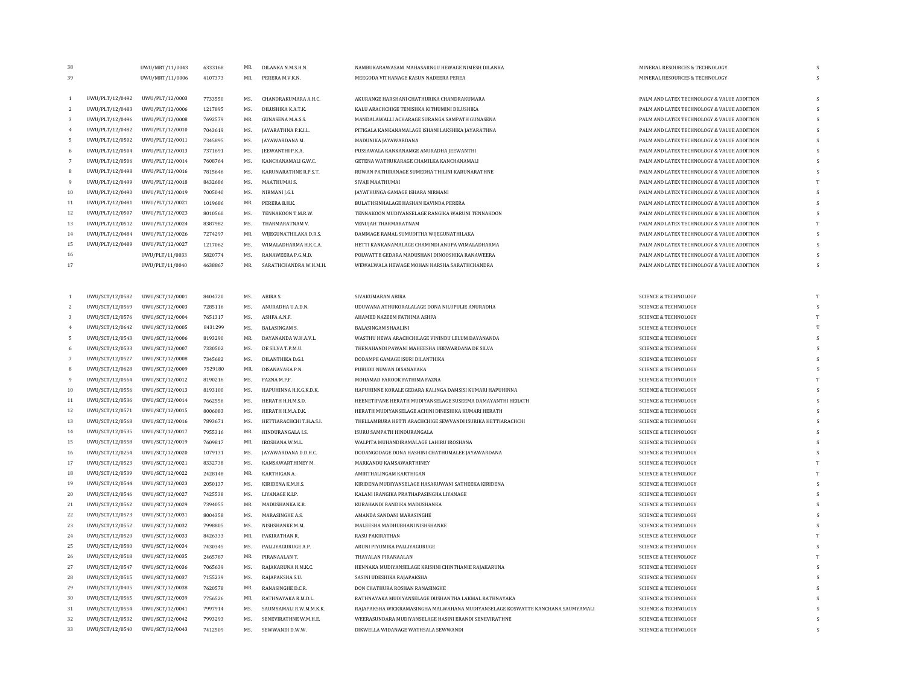| | | | | | | | | |
|---|---|---|---|---|---|---|---|---|
| 38 | | UWU/MRT/11/0043 | 6333168 | MR. | DILANKA N.M.S.H.N. | NAMBUKARAWASAM MAHASARNGU HEWAGE NIMESH DILANKA | MINERAL RESOURCES & TECHNOLOGY | S |
| 39 | | UWU/MRT/11/0006 | 4107373 | MR. | PERERA M.V.K.N. | MEEGODA VITHANAGE KASUN NADEERA PEREA | MINERAL RESOURCES & TECHNOLOGY | S |

| | | | | | | | | |
|---|---|---|---|---|---|---|---|---|
| 1 | UWU/PLT/12/0492 | UWU/PLT/12/0003 | 7733550 | MS. | CHANDRAKUMARA A.H.C. | AKURANGE HARSHANI CHATHURIKA CHANDRAKUMARA | PALM AND LATEX TECHNOLOGY & VALUE ADDITION | S |
| 2 | UWU/PLT/12/0483 | UWU/PLT/12/0006 | 1217895 | MS. | DILUSHIKA K.A.T.K. | KALU ARACHCHIGE TENISHKA KITHUMINI DILUSHIKA | PALM AND LATEX TECHNOLOGY & VALUE ADDITION | S |
| 3 | UWU/PLT/12/0496 | UWU/PLT/12/0008 | 7692579 | MR. | GUNASENA M.A.S.S. | MANDALAWALLI ACHARAGE SURANGA SAMPATH GUNASENA | PALM AND LATEX TECHNOLOGY & VALUE ADDITION | S |
| 4 | UWU/PLT/12/0482 | UWU/PLT/12/0010 | 7043619 | MS. | JAYARATHNA P.K.L.L. | PITIGALA KANKANAMALAGE ISHANI LAKSHIKA JAYARATHNA | PALM AND LATEX TECHNOLOGY & VALUE ADDITION | S |
| 5 | UWU/PLT/12/0502 | UWU/PLT/12/0011 | 7345895 | MS. | JAYAWARDANA M. | MADUNIKA JAYAWARDANA | PALM AND LATEX TECHNOLOGY & VALUE ADDITION | S |
| 6 | UWU/PLT/12/0504 | UWU/PLT/12/0013 | 7371691 | MS. | JEEWANTHI P.K.A. | PUSSAWALA KANKANAMGE ANURADHA JEEWANTHI | PALM AND LATEX TECHNOLOGY & VALUE ADDITION | S |
| 7 | UWU/PLT/12/0506 | UWU/PLT/12/0014 | 7608764 | MS. | KANCHANAMALI G.W.C. | GETENA WATHUKARAGE CHAMILKA KANCHANAMALI | PALM AND LATEX TECHNOLOGY & VALUE ADDITION | S |
| 8 | UWU/PLT/12/0498 | UWU/PLT/12/0016 | 7815646 | MS. | KARUNARATHNE R.P.S.T. | RUWAN PATHIRANAGE SUMEDHA THILINI KARUNARATHNE | PALM AND LATEX TECHNOLOGY & VALUE ADDITION | S |
| 9 | UWU/PLT/12/0499 | UWU/PLT/12/0018 | 8432686 | MS. | MAATHUMAI S. | SIVAJI MAATHUMAI | PALM AND LATEX TECHNOLOGY & VALUE ADDITION | T |
| 10 | UWU/PLT/12/0490 | UWU/PLT/12/0019 | 7005040 | MS. | NIRMANI J.G.I. | JAYATHUNGA GAMAGE ISHARA NIRMANI | PALM AND LATEX TECHNOLOGY & VALUE ADDITION | S |
| 11 | UWU/PLT/12/0481 | UWU/PLT/12/0021 | 1019686 | MR. | PERERA B.H.K. | BULATHSINHALAGE HASHAN KAVINDA PERERA | PALM AND LATEX TECHNOLOGY & VALUE ADDITION | S |
| 12 | UWU/PLT/12/0507 | UWU/PLT/12/0023 | 8010560 | MS. | TENNAKOON T.M.R.W. | TENNAKOON MUDIYANSELAGE RANGIKA WARUNI TENNAKOON | PALM AND LATEX TECHNOLOGY & VALUE ADDITION | S |
| 13 | UWU/PLT/12/0512 | UWU/PLT/12/0024 | 8387982 | MS. | THARMARATNAM V. | VENUJAH THARMARATNAM | PALM AND LATEX TECHNOLOGY & VALUE ADDITION | T |
| 14 | UWU/PLT/12/0484 | UWU/PLT/12/0026 | 7274297 | MR. | WIJEGUNATHILAKA D.R.S. | DAMMAGE RAMAL SUMUDITHA WIJEGUNATHILAKA | PALM AND LATEX TECHNOLOGY & VALUE ADDITION | S |
| 15 | UWU/PLT/12/0489 | UWU/PLT/12/0027 | 1217062 | MS. | WIMALADHARMA H.K.C.A. | HETTI KANKANAMALAGE CHAMINDI ANUPA WIMALADHARMA | PALM AND LATEX TECHNOLOGY & VALUE ADDITION | S |
| 16 | | UWU/PLT/11/0033 | 5820774 | MS. | RANAWEERA P.G.M.D. | POLWATTE GEDARA MADUSHANI DINOOSHIKA RANAWEERA | PALM AND LATEX TECHNOLOGY & VALUE ADDITION | S |
| 17 | | UWU/PLT/11/0040 | 4638867 | MR. | SARATHCHANDRA W.H.M.H. | WEWALWALA HEWAGE MOHAN HARSHA SARATHCHANDRA | PALM AND LATEX TECHNOLOGY & VALUE ADDITION | S |

| | | | | | | | | |
|---|---|---|---|---|---|---|---|---|
| 1 | UWU/SCT/12/0582 | UWU/SCT/12/0001 | 8404720 | MS. | ABIRA S. | SIVAKUMARAN ABIRA | SCIENCE & TECHNOLOGY | T |
| 2 | UWU/SCT/12/0569 | UWU/SCT/12/0003 | 7285116 | MS. | ANURADHA U.A.D.N. | UDUWANA ATHUKORALALAGE DONA NILUPULIE ANURADHA | SCIENCE & TECHNOLOGY | S |
| 3 | UWU/SCT/12/0576 | UWU/SCT/12/0004 | 7651317 | MS. | ASHFA A.N.F. | AHAMED NAZEEM FATHIMA ASHFA | SCIENCE & TECHNOLOGY | T |
| 4 | UWU/SCT/12/0642 | UWU/SCT/12/0005 | 8431299 | MS. | BALASINGAM S. | BALASINGAM SHAALINI | SCIENCE & TECHNOLOGY | T |
| 5 | UWU/SCT/12/0543 | UWU/SCT/12/0006 | 8193290 | MR. | DAYANANDA W.H.A.V.L. | WASTHU HEWA ARACHCHILAGE VININDU LELUM DAYANANDA | SCIENCE & TECHNOLOGY | S |
| 6 | UWU/SCT/12/0533 | UWU/SCT/12/0007 | 7330502 | MS. | DE SILVA T.P.M.U. | THENAHANDI PAWANI MAHEESHA UBEWARDANA DE SILVA | SCIENCE & TECHNOLOGY | S |
| 7 | UWU/SCT/12/0527 | UWU/SCT/12/0008 | 7345682 | MS. | DILANTHIKA D.G.I. | DODAMPE GAMAGE ISURI DILANTHIKA | SCIENCE & TECHNOLOGY | S |
| 8 | UWU/SCT/12/0628 | UWU/SCT/12/0009 | 7529180 | MR. | DISANAYAKA P.N. | PUBUDU NUWAN DISANAYAKA | SCIENCE & TECHNOLOGY | S |
| 9 | UWU/SCT/12/0564 | UWU/SCT/12/0012 | 8190216 | MS. | FAZNA M.F.F. | MOHAMAD FAROOK FATHIMA FAZNA | SCIENCE & TECHNOLOGY | T |
| 10 | UWU/SCT/12/0556 | UWU/SCT/12/0013 | 8193100 | MS. | HAPUHINNA H.K.G.K.D.K. | HAPUHINNE KORALE GEDARA KALINGA DAMSISI KUMARI HAPUHINNA | SCIENCE & TECHNOLOGY | S |
| 11 | UWU/SCT/12/0536 | UWU/SCT/12/0014 | 7662556 | MS. | HERATH H.H.M.S.D. | HEENETIPANE HERATH MUDIYANSELAGE SUSEEMA DAMAYANTHI HERATH | SCIENCE & TECHNOLOGY | S |
| 12 | UWU/SCT/12/0571 | UWU/SCT/12/0015 | 8006083 | MS. | HERATH H.M.A.D.K. | HERATH MUDIYANSELAGE ACHINI DINESHIKA KUMARI HERATH | SCIENCE & TECHNOLOGY | S |
| 13 | UWU/SCT/12/0568 | UWU/SCT/12/0016 | 7893671 | MS. | HETTIARACHCHI T.H.A.S.I. | THELLAMBURA HETTI ARACHCHIGE SEWVANDI ISURIKA HETTIARACHCHI | SCIENCE & TECHNOLOGY | S |
| 14 | UWU/SCT/12/0535 | UWU/SCT/12/0017 | 7955316 | MR. | HINDURANGALA I.S. | ISURU SAMPATH HINDURANGALA | SCIENCE & TECHNOLOGY | S |
| 15 | UWU/SCT/12/0558 | UWU/SCT/12/0019 | 7609817 | MR. | IROSHANA W.M.L. | WALPITA MUHANDIRAMALAGE LAHIRU IROSHANA | SCIENCE & TECHNOLOGY | S |
| 16 | UWU/SCT/12/0254 | UWU/SCT/12/0020 | 1079131 | MS. | JAYAWARDANA D.D.H.C. | DODANGODAGE DONA HASHINI CHATHUMALEE JAYAWARDANA | SCIENCE & TECHNOLOGY | S |
| 17 | UWU/SCT/12/0523 | UWU/SCT/12/0021 | 8332738 | MS. | KAMSAWARTHINEY M. | MARKANDU KAMSAWARTHINEY | SCIENCE & TECHNOLOGY | T |
| 18 | UWU/SCT/12/0539 | UWU/SCT/12/0022 | 2428148 | MR. | KARTHIGAN A. | AMIRTHALINGAM KARTHIGAN | SCIENCE & TECHNOLOGY | T |
| 19 | UWU/SCT/12/0544 | UWU/SCT/12/0023 | 2050137 | MS. | KIRIDENA K.M.H.S. | KIRIDENA MUDIYANSELAGE HASARUWANI SATHEEKA KIRIDENA | SCIENCE & TECHNOLOGY | S |
| 20 | UWU/SCT/12/0546 | UWU/SCT/12/0027 | 7425538 | MS. | LIYANAGE K.I.P. | KALANI IRANGIKA PRATHAPASINGHA LIYANAGE | SCIENCE & TECHNOLOGY | S |
| 21 | UWU/SCT/12/0562 | UWU/SCT/12/0029 | 7394055 | MR. | MADUSHANKA K.R. | KURAHANDI RANDIKA MADUSHANKA | SCIENCE & TECHNOLOGY | S |
| 22 | UWU/SCT/12/0573 | UWU/SCT/12/0031 | 8004358 | MS. | MARASINGHE A.S. | AMANDA SANDANI MARASINGHE | SCIENCE & TECHNOLOGY | S |
| 23 | UWU/SCT/12/0552 | UWU/SCT/12/0032 | 7998805 | MS. | NISHSHANKE M.M. | MALEESHA MADHUBHANI NISHSHANKE | SCIENCE & TECHNOLOGY | S |
| 24 | UWU/SCT/12/0520 | UWU/SCT/12/0033 | 8426333 | MR. | PAKIRATHAN R. | RASU PAKIRATHAN | SCIENCE & TECHNOLOGY | T |
| 25 | UWU/SCT/12/0580 | UWU/SCT/12/0034 | 7430345 | MS. | PALLIYAGURUGE A.P. | ARUNI PIYUMIKA PALLIYAGURUGE | SCIENCE & TECHNOLOGY | S |
| 26 | UWU/SCT/12/0518 | UWU/SCT/12/0035 | 2465787 | MR. | PIRANAALAN T. | THAYALAN PIRANAALAN | SCIENCE & TECHNOLOGY | T |
| 27 | UWU/SCT/12/0547 | UWU/SCT/12/0036 | 7065639 | MS. | RAJAKARUNA H.M.K.C. | HENNAKA MUDIYANSELAGE KRISHNI CHINTHANIE RAJAKARUNA | SCIENCE & TECHNOLOGY | S |
| 28 | UWU/SCT/12/0515 | UWU/SCT/12/0037 | 7155239 | MS. | RAJAPAKSHA S.U. | SASINI UDESHIKA RAJAPAKSHA | SCIENCE & TECHNOLOGY | S |
| 29 | UWU/SCT/12/0405 | UWU/SCT/12/0038 | 7620578 | MR. | RANASINGHE D.C.R. | DON CHATHURA ROSHAN RANASINGHE | SCIENCE & TECHNOLOGY | S |
| 30 | UWU/SCT/12/0565 | UWU/SCT/12/0039 | 7756526 | MR. | RATHNAYAKA R.M.D.L. | RATHNAYAKA MUDIYANSELAGE DUSHANTHA LAKMAL RATHNAYAKA | SCIENCE & TECHNOLOGY | S |
| 31 | UWU/SCT/12/0554 | UWU/SCT/12/0041 | 7997914 | MS. | SAUMYAMALI R.W.M.M.K.K. | RAJAPAKSHA WICKRAMASINGHA MALWAHANA MUDIYANSELAGE KOSWATTE KANCHANA SAUMYAMALI | SCIENCE & TECHNOLOGY | S |
| 32 | UWU/SCT/12/0532 | UWU/SCT/12/0042 | 7993293 | MS. | SENEVIRATHNE W.M.H.E. | WEERASUNDARA MUDIYANSELAGE HASINI ERANDI SENEVIRATHNE | SCIENCE & TECHNOLOGY | S |
| 33 | UWU/SCT/12/0540 | UWU/SCT/12/0043 | 7412509 | MS. | SEWWANDI D.W.W. | DIKWELLA WIDANAGE WATHSALA SEWWANDI | SCIENCE & TECHNOLOGY | S |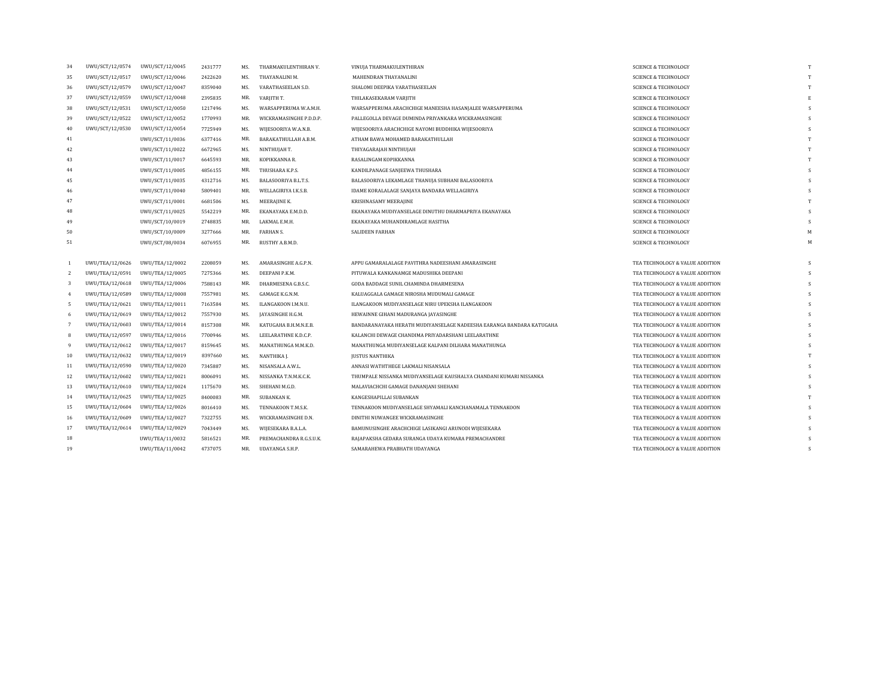| | | | | | | | | |
|---|---|---|---|---|---|---|---|---|
| 34 | UWU/SCT/12/0574 | UWU/SCT/12/0045 | 2431777 | MS. | THARMAKULENTHIRAN V. | VINUJA THARMAKULENTHIRAN | SCIENCE & TECHNOLOGY | T |
| 35 | UWU/SCT/12/0517 | UWU/SCT/12/0046 | 2422620 | MS. | THAYANALINI M. | MAHENDRAN THAYANALINI | SCIENCE & TECHNOLOGY | T |
| 36 | UWU/SCT/12/0579 | UWU/SCT/12/0047 | 8359040 | MS. | VARATHASEELAN S.D. | SHALOMI DEEPIKA VARATHASEELAN | SCIENCE & TECHNOLOGY | T |
| 37 | UWU/SCT/12/0559 | UWU/SCT/12/0048 | 2395835 | MR. | VARJITH T. | THILAKASEKARAM VARJITH | SCIENCE & TECHNOLOGY | E |
| 38 | UWU/SCT/12/0531 | UWU/SCT/12/0050 | 1217496 | MS. | WARSAPPERUMA W.A.M.H. | WARSAPPERUMA ARACHCHIGE MANEESHA HASANJALEE WARSAPPERUMA | SCIENCE & TECHNOLOGY | S |
| 39 | UWU/SCT/12/0522 | UWU/SCT/12/0052 | 1770993 | MR. | WICKRAMASINGHE P.D.D.P. | PALLEGOLLA DEVAGE DUMINDA PRIYANKARA WICKRAMASINGHE | SCIENCE & TECHNOLOGY | S |
| 40 | UWU/SCT/12/0530 | UWU/SCT/12/0054 | 7725949 | MS. | WIJESOORIYA W.A.N.B. | WIJESOORIYA ARACHCHIGE NAYOMI BUDDHIKA WIJESOORIYA | SCIENCE & TECHNOLOGY | S |
| 41 | | UWU/SCT/11/0036 | 6377416 | MR. | BARAKATHULLAH A.B.M. | ATHAM BAWA MOHAMED BARAKATHULLAH | SCIENCE & TECHNOLOGY | T |
| 42 | | UWU/SCT/11/0022 | 6672965 | MS. | NINTHUJAH T. | THIYAGARAJAH NINTHUJAH | SCIENCE & TECHNOLOGY | T |
| 43 | | UWU/SCT/11/0017 | 6645593 | MR. | KOPIKKANNA R. | RASALINGAM KOPIKKANNA | SCIENCE & TECHNOLOGY | T |
| 44 | | UWU/SCT/11/0005 | 4856155 | MR. | THUSHARA K.P.S. | KANDILPANAGE SANJEEWA THUSHARA | SCIENCE & TECHNOLOGY | S |
| 45 | | UWU/SCT/11/0035 | 4312716 | MS. | BALASOORIYA B.L.T.S. | BALASOORIYA LEKAMLAGE THANUJA SUBHANI BALASOORIYA | SCIENCE & TECHNOLOGY | S |
| 46 | | UWU/SCT/11/0040 | 5809401 | MR. | WELLAGIRIYA I.K.S.B. | IDAME KORALALAGE SANJAYA BANDARA WELLAGIRIYA | SCIENCE & TECHNOLOGY | S |
| 47 | | UWU/SCT/11/0001 | 6681506 | MS. | MEERAJINE K. | KRISHNASAMY MEERAJINE | SCIENCE & TECHNOLOGY | T |
| 48 | | UWU/SCT/11/0025 | 5542219 | MR. | EKANAYAKA E.M.D.D. | EKANAYAKA MUDIYANSELAGE DINUTHU DHARMAPRIYA EKANAYAKA | SCIENCE & TECHNOLOGY | S |
| 49 | | UWU/SCT/10/0019 | 2748835 | MR. | LAKMAL E.M.H. | EKANAYAKA MUHANDIRAMLAGE HASITHA | SCIENCE & TECHNOLOGY | S |
| 50 | | UWU/SCT/10/0009 | 3277666 | MR. | FARHAN S. | SALIDEEN FARHAN | SCIENCE & TECHNOLOGY | M |
| 51 | | UWU/SCT/08/0034 | 6076955 | MR. | RUSTHY A.B.M.D. | | SCIENCE & TECHNOLOGY | M |

| | | | | | | | | |
|---|---|---|---|---|---|---|---|---|
| 1 | UWU/TEA/12/0626 | UWU/TEA/12/0002 | 2208059 | MS. | AMARASINGHE A.G.P.N. | APPU GAMARALALAGE PAVITHRA NADEESHANI AMARASINGHE | TEA TECHNOLOGY & VALUE ADDITION | S |
| 2 | UWU/TEA/12/0591 | UWU/TEA/12/0005 | 7275366 | MS. | DEEPANI P.K.M. | PITUWALA KANKANAMGE MADUSHIKA DEEPANI | TEA TECHNOLOGY & VALUE ADDITION | S |
| 3 | UWU/TEA/12/0618 | UWU/TEA/12/0006 | 7588143 | MR. | DHARMESENA G.B.S.C. | GODA BADDAGE SUNIL CHAMINDA DHARMESENA | TEA TECHNOLOGY & VALUE ADDITION | S |
| 4 | UWU/TEA/12/0589 | UWU/TEA/12/0008 | 7557981 | MS. | GAMAGE K.G.N.M. | KALUAGGALA GAMAGE NIROSHA MUDUMALI GAMAGE | TEA TECHNOLOGY & VALUE ADDITION | S |
| 5 | UWU/TEA/12/0621 | UWU/TEA/12/0011 | 7163584 | MS. | ILANGAKOON I.M.N.U. | ILANGAKOON MUDIYANSELAGE NIRU UPEKSHA ILANGAKOON | TEA TECHNOLOGY & VALUE ADDITION | S |
| 6 | UWU/TEA/12/0619 | UWU/TEA/12/0012 | 7557930 | MS. | JAYASINGHE H.G.M. | HEWAINNE GIHANI MADURANGA JAYASINGHE | TEA TECHNOLOGY & VALUE ADDITION | S |
| 7 | UWU/TEA/12/0603 | UWU/TEA/12/0014 | 8157308 | MR. | KATUGAHA B.H.M.N.E.B. | BANDARANAYAKA HERATH MUDIYANSELAGE NADEESHA EARANGA BANDARA KATUGAHA | TEA TECHNOLOGY & VALUE ADDITION | S |
| 8 | UWU/TEA/12/0597 | UWU/TEA/12/0016 | 7700946 | MS. | LEELARATHNE K.D.C.P. | KALANCHI DEWAGE CHANDIMA PRIYADARSHANI LEELARATHNE | TEA TECHNOLOGY & VALUE ADDITION | S |
| 9 | UWU/TEA/12/0612 | UWU/TEA/12/0017 | 8159645 | MS. | MANATHUNGA M.M.K.D. | MANATHUNGA MUDIYANSELAGE KALPANI DILHARA MANATHUNGA | TEA TECHNOLOGY & VALUE ADDITION | S |
| 10 | UWU/TEA/12/0632 | UWU/TEA/12/0019 | 8397660 | MS. | NANTHIKA J. | JUSTUS NANTHIKA | TEA TECHNOLOGY & VALUE ADDITION | T |
| 11 | UWU/TEA/12/0590 | UWU/TEA/12/0020 | 7345887 | MS. | NISANSALA A.W.L. | ANNASI WATHTHEGE LAKMALI NISANSALA | TEA TECHNOLOGY & VALUE ADDITION | S |
| 12 | UWU/TEA/12/0602 | UWU/TEA/12/0021 | 8006091 | MS. | NISSANKA T.N.M.K.C.K. | THUMPALE NISSANKA MUDIYANSELAGE KAUSHALYA CHANDANI KUMARI NISSANKA | TEA TECHNOLOGY & VALUE ADDITION | S |
| 13 | UWU/TEA/12/0610 | UWU/TEA/12/0024 | 1175670 | MS. | SHEHANI M.G.D. | MALAVIACHCHI GAMAGE DANANJANI SHEHANI | TEA TECHNOLOGY & VALUE ADDITION | S |
| 14 | UWU/TEA/12/0625 | UWU/TEA/12/0025 | 8400083 | MR. | SUBANKAN K. | KANGESHAPILLAI SUBANKAN | TEA TECHNOLOGY & VALUE ADDITION | T |
| 15 | UWU/TEA/12/0604 | UWU/TEA/12/0026 | 8016410 | MS. | TENNAKOON T.M.S.K. | TENNAKOON MUDIYANSELAGE SHYAMALI KANCHANAMALA TENNAKOON | TEA TECHNOLOGY & VALUE ADDITION | S |
| 16 | UWU/TEA/12/0609 | UWU/TEA/12/0027 | 7322755 | MS. | WICKRAMASINGHE D.N. | DINITHI NUWANGEE WICKRAMASINGHE | TEA TECHNOLOGY & VALUE ADDITION | S |
| 17 | UWU/TEA/12/0614 | UWU/TEA/12/0029 | 7043449 | MS. | WIJESEKARA B.A.L.A. | BAMUNUSINGHE ARACHCHIGE LASIKANGI ARUNODI WIJESEKARA | TEA TECHNOLOGY & VALUE ADDITION | S |
| 18 | | UWU/TEA/11/0032 | 5816521 | MR. | PREMACHANDRA R.G.S.U.K. | RAJAPAKSHA GEDARA SURANGA UDAYA KUMARA PREMACHANDRE | TEA TECHNOLOGY & VALUE ADDITION | S |
| 19 | | UWU/TEA/11/0042 | 4737075 | MR. | UDAYANGA S.H.P. | SAMARAHEWA PRABHATH UDAYANGA | TEA TECHNOLOGY & VALUE ADDITION | S |